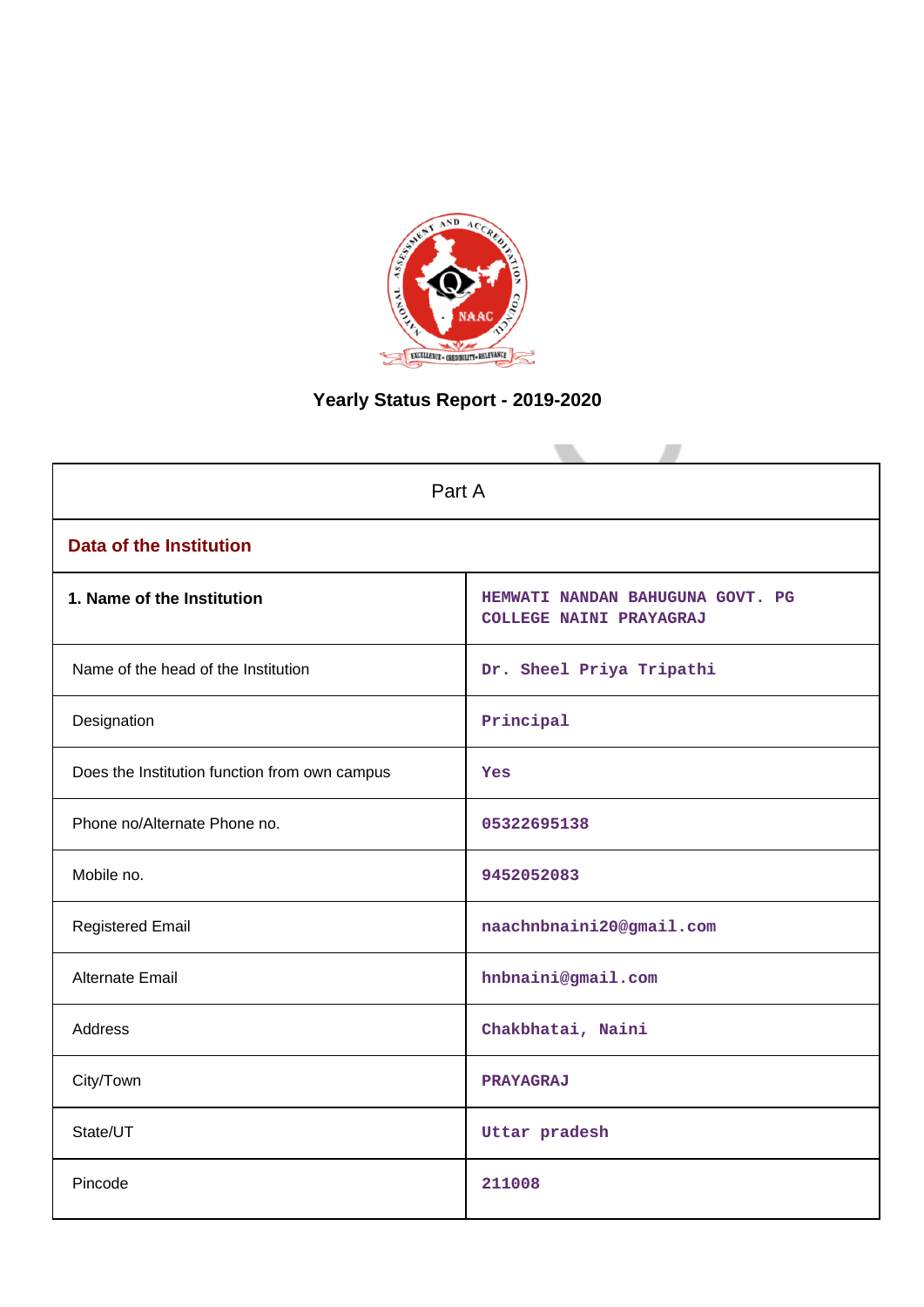# Yearly Status Report - 2019-2020

| Part A | |
|---|---|
| **Data of the Institution** | |
| **1. Name of the Institution** | HEMWATI NANDAN BAHUGUNA GOVT. PG COLLEGE NAINI PRAYAGRAJ |
| Name of the head of the Institution | Dr. Sheel Priya Tripathi |
| Designation | Principal |
| Does the Institution function from own campus | Yes |
| Phone no/Alternate Phone no. | 05322695138 |
| Mobile no. | 9452052083 |
| Registered Email | naachnbnaini20@gmail.com |
| Alternate Email | hnbnaini@gmail.com |
| Address | Chakbhatai, Naini |
| City/Town | PRAYAGRAJ |
| State/UT | Uttar pradesh |
| Pincode | 211008 |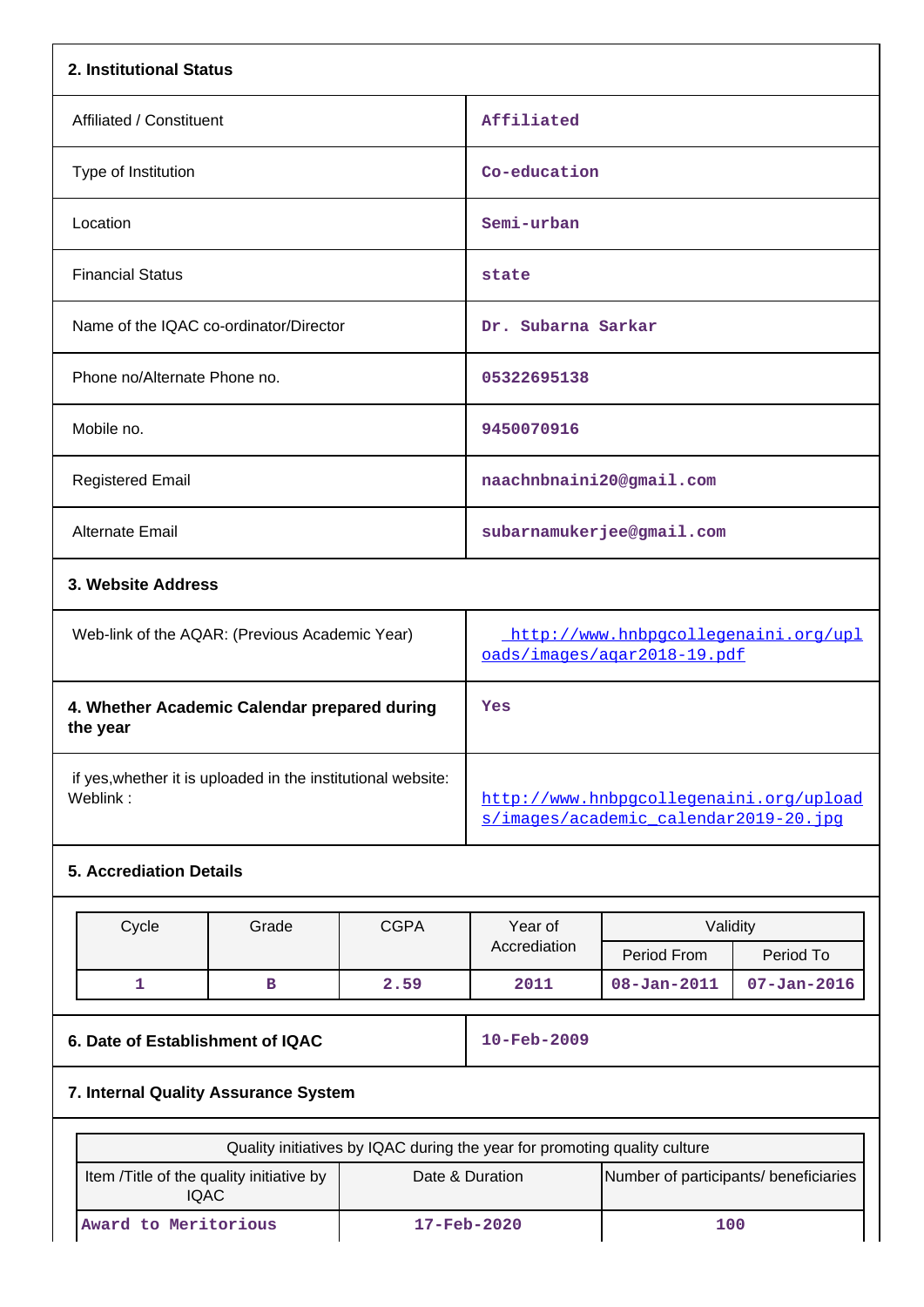## 2. Institutional Status

| | |
|---|---|
| Affiliated / Constituent | Affiliated |
| Type of Institution | Co-education |
| Location | Semi-urban |
| Financial Status | state |
| Name of the IQAC co-ordinator/Director | Dr. Subarna Sarkar |
| Phone no/Alternate Phone no. | 05322695138 |
| Mobile no. | 9450070916 |
| Registered Email | naachnbnaini20@gmail.com |
| Alternate Email | subarnamukerjee@gmail.com |

## 3. Website Address

| | |
|---|---|
| Web-link of the AQAR: (Previous Academic Year) | http://www.hnbpgcollegenaini.org/uploads/images/aqar2018-19.pdf |
| **4. Whether Academic Calendar prepared during the year** | Yes |
| if yes,whether it is uploaded in the institutional website: Weblink : | http://www.hnbpgcollegenaini.org/uploads/images/academic_calendar2019-20.jpg |

## 5. Accreditation Details

| Cycle | Grade | CGPA | Year of Accrediation | Validity | |
|---|---|---|---|---|---|
| | | | | Period From | Period To |
| 1 | B | 2.59 | 2011 | 08-Jan-2011 | 07-Jan-2016 |

| | |
|---|---|
| **6. Date of Establishment of IQAC** | 10-Feb-2009 |

## 7. Internal Quality Assurance System

| Quality initiatives by IQAC during the year for promoting quality culture | | |
|---|---|---|
| Item /Title of the quality initiative by IQAC | Date & Duration | Number of participants/ beneficiaries |
| Award to Meritorious | 17-Feb-2020 | 100 |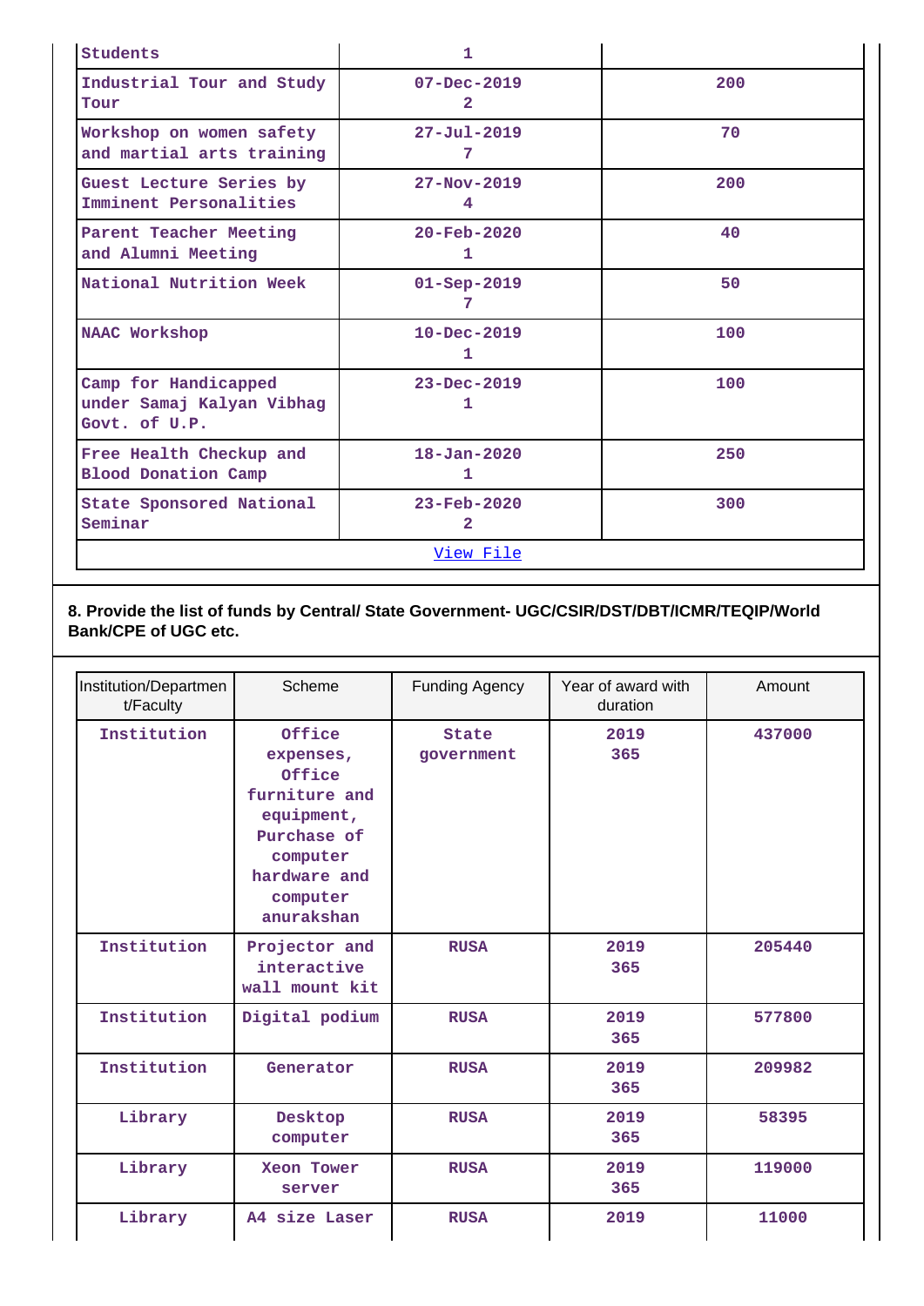| | | |
|---|---|---|
| Students | 1 | |
| Industrial Tour and Study Tour | 07-Dec-2019<br>2 | 200 |
| Workshop on women safety and martial arts training | 27-Jul-2019<br>7 | 70 |
| Guest Lecture Series by Imminent Personalities | 27-Nov-2019<br>4 | 200 |
| Parent Teacher Meeting and Alumni Meeting | 20-Feb-2020<br>1 | 40 |
| National Nutrition Week | 01-Sep-2019<br>7 | 50 |
| NAAC Workshop | 10-Dec-2019<br>1 | 100 |
| Camp for Handicapped under Samaj Kalyan Vibhag Govt. of U.P. | 23-Dec-2019<br>1 | 100 |
| Free Health Checkup and Blood Donation Camp | 18-Jan-2020<br>1 | 250 |
| State Sponsored National Seminar | 23-Feb-2020<br>2 | 300 |

View File

**8. Provide the list of funds by Central/ State Government- UGC/CSIR/DST/DBT/ICMR/TEQIP/World Bank/CPE of UGC etc.**

| Institution/Department/Faculty | Scheme | Funding Agency | Year of award with duration | Amount |
|---|---|---|---|---|
| Institution | Office expenses, Office furniture and equipment, Purchase of computer hardware and computer anurakshan | State government | 2019<br>365 | 437000 |
| Institution | Projector and interactive wall mount kit | RUSA | 2019<br>365 | 205440 |
| Institution | Digital podium | RUSA | 2019<br>365 | 577800 |
| Institution | Generator | RUSA | 2019<br>365 | 209982 |
| Library | Desktop computer | RUSA | 2019<br>365 | 58395 |
| Library | Xeon Tower server | RUSA | 2019<br>365 | 119000 |
| Library | A4 size Laser | RUSA | 2019 | 11000 |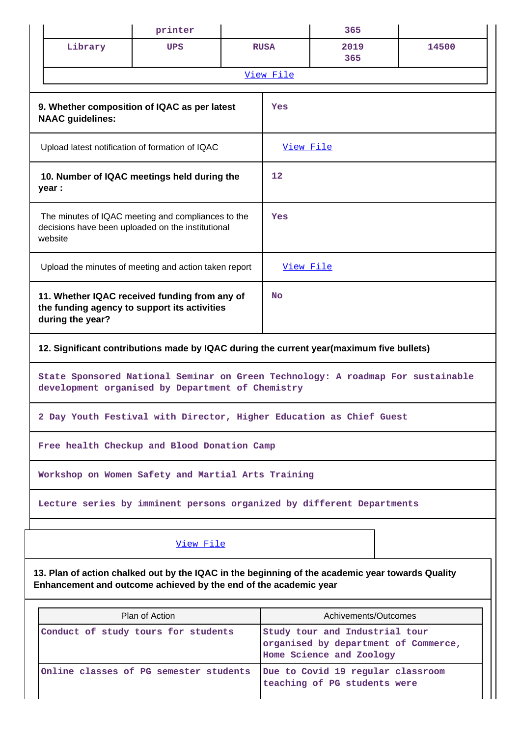|  | printer |  | 365 |  |
|---|---|---|---|---|
| Library | UPS | RUSA | 2019 365 | 14500 |

[View File]

| 9. Whether composition of IQAC as per latest NAAC guidelines: | Yes |
|---|---|
| Upload latest notification of formation of IQAC | [View File] |
| 10. Number of IQAC meetings held during the year : | 12 |
| The minutes of IQAC meeting and compliances to the decisions have been uploaded on the institutional website | Yes |
| Upload the minutes of meeting and action taken report | [View File] |
| 11. Whether IQAC received funding from any of the funding agency to support its activities during the year? | No |

**12. Significant contributions made by IQAC during the current year(maximum five bullets)**

State Sponsored National Seminar on Green Technology: A roadmap For sustainable development organised by Department of Chemistry

2 Day Youth Festival with Director, Higher Education as Chief Guest

Free health Checkup and Blood Donation Camp

Workshop on Women Safety and Martial Arts Training

Lecture series by imminent persons organized by different Departments

[View File]

**13. Plan of action chalked out by the IQAC in the beginning of the academic year towards Quality Enhancement and outcome achieved by the end of the academic year**

| Plan of Action | Achivements/Outcomes |
|---|---|
| Conduct of study tours for students | Study tour and Industrial tour organised by department of Commerce, Home Science and Zoology |
| Online classes of PG semester students | Due to Covid 19 regular classroom teaching of PG students were |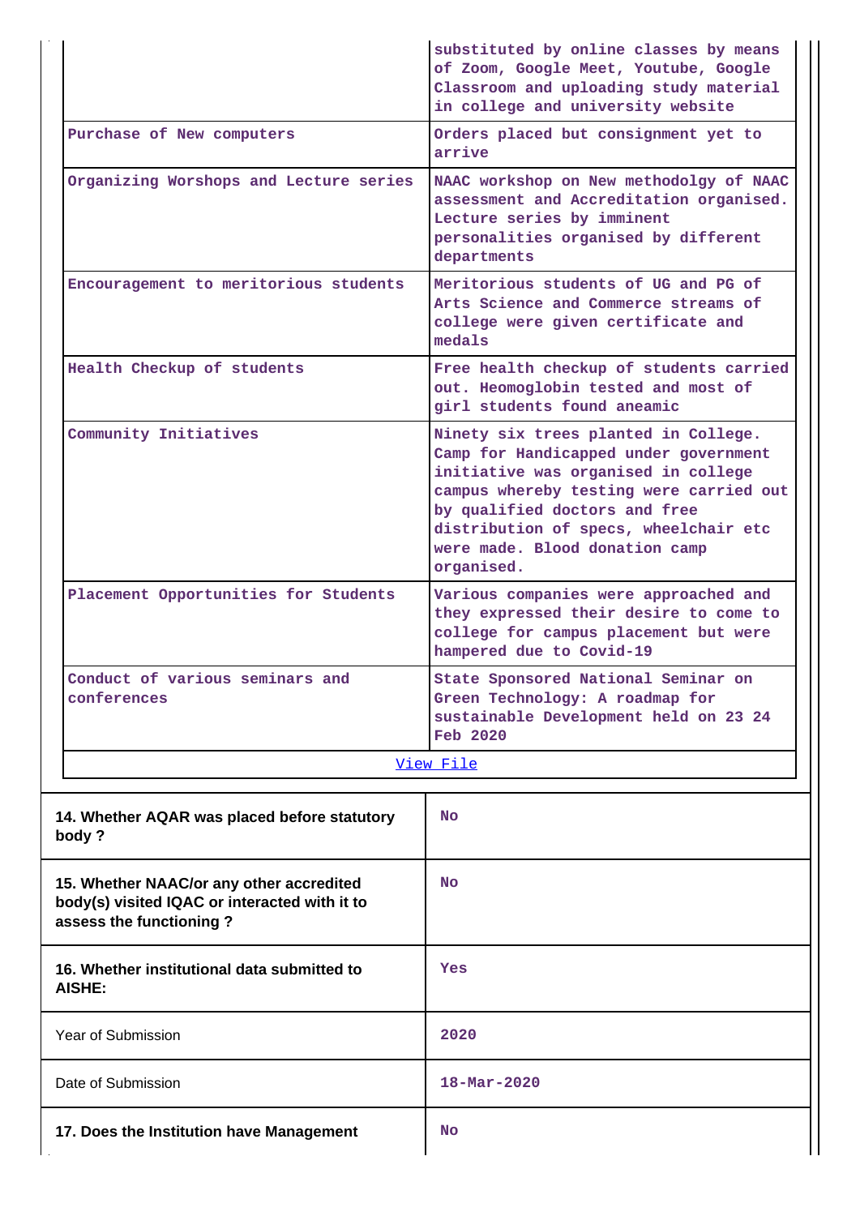| | |
|---|---|
| | substituted by online classes by means of Zoom, Google Meet, Youtube, Google Classroom and uploading study material in college and university website |
| Purchase of New computers | Orders placed but consignment yet to arrive |
| Organizing Worshops and Lecture series | NAAC workshop on New methodolgy of NAAC assessment and Accreditation organised. Lecture series by imminent personalities organised by different departments |
| Encouragement to meritorious students | Meritorious students of UG and PG of Arts Science and Commerce streams of college were given certificate and medals |
| Health Checkup of students | Free health checkup of students carried out. Heomoglobin tested and most of girl students found aneamic |
| Community Initiatives | Ninety six trees planted in College. Camp for Handicapped under government initiative was organised in college campus whereby testing were carried out by qualified doctors and free distribution of specs, wheelchair etc were made. Blood donation camp organised. |
| Placement Opportunities for Students | Various companies were approached and they expressed their desire to come to college for campus placement but were hampered due to Covid-19 |
| Conduct of various seminars and conferences | State Sponsored National Seminar on Green Technology: A roadmap for sustainable Development held on 23 24 Feb 2020 |
| View File | |

| | |
|---|---|
| **14. Whether AQAR was placed before statutory body ?** | No |
| **15. Whether NAAC/or any other accredited body(s) visited IQAC or interacted with it to assess the functioning ?** | No |
| **16. Whether institutional data submitted to AISHE:** | Yes |
| Year of Submission | 2020 |
| Date of Submission | 18-Mar-2020 |
| **17. Does the Institution have Management** | No |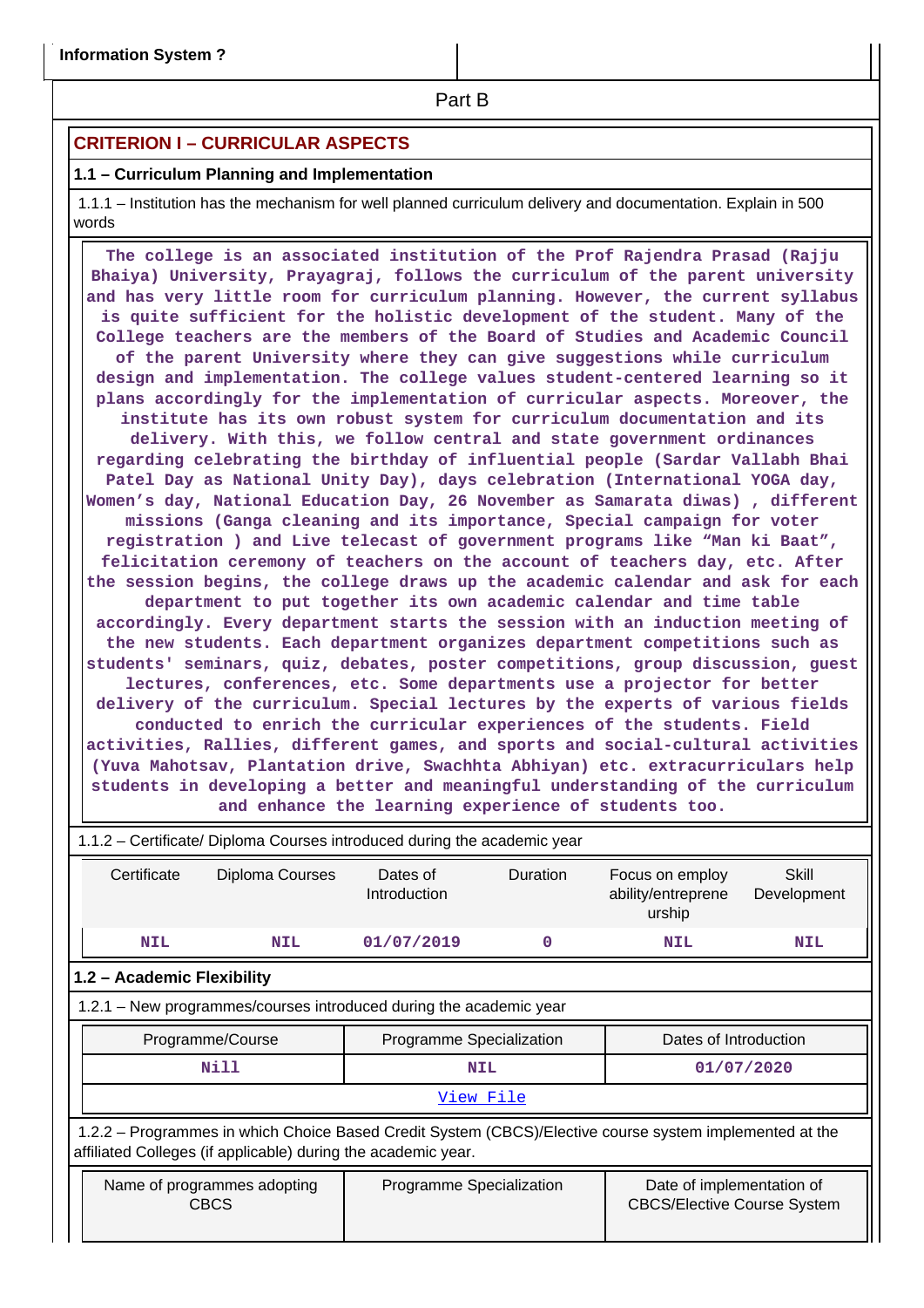| Information System ? | |
|---|---|

## Part B

### CRITERION I – CURRICULAR ASPECTS

#### 1.1 – Curriculum Planning and Implementation

1.1.1 – Institution has the mechanism for well planned curriculum delivery and documentation. Explain in 500 words

**The college is an associated institution of the Prof Rajendra Prasad (Rajju Bhaiya) University, Prayagraj, follows the curriculum of the parent university and has very little room for curriculum planning. However, the current syllabus is quite sufficient for the holistic development of the student. Many of the College teachers are the members of the Board of Studies and Academic Council of the parent University where they can give suggestions while curriculum design and implementation. The college values student-centered learning so it plans accordingly for the implementation of curricular aspects. Moreover, the institute has its own robust system for curriculum documentation and its delivery. With this, we follow central and state government ordinances regarding celebrating the birthday of influential people (Sardar Vallabh Bhai Patel Day as National Unity Day), days celebration (International YOGA day, Women's day, National Education Day, 26 November as Samarata diwas) , different missions (Ganga cleaning and its importance, Special campaign for voter registration ) and Live telecast of government programs like "Man ki Baat", felicitation ceremony of teachers on the account of teachers day, etc. After the session begins, the college draws up the academic calendar and ask for each department to put together its own academic calendar and time table accordingly. Every department starts the session with an induction meeting of the new students. Each department organizes department competitions such as students' seminars, quiz, debates, poster competitions, group discussion, guest lectures, conferences, etc. Some departments use a projector for better delivery of the curriculum. Special lectures by the experts of various fields conducted to enrich the curricular experiences of the students. Field activities, Rallies, different games, and sports and social-cultural activities (Yuva Mahotsav, Plantation drive, Swachhta Abhiyan) etc. extracurriculars help students in developing a better and meaningful understanding of the curriculum and enhance the learning experience of students too.**

1.1.2 – Certificate/ Diploma Courses introduced during the academic year

| Certificate | Diploma Courses | Dates of Introduction | Duration | Focus on employ ability/entrepreneurship | Skill Development |
|---|---|---|---|---|---|
| NIL | NIL | 01/07/2019 | 0 | NIL | NIL |

#### 1.2 – Academic Flexibility

1.2.1 – New programmes/courses introduced during the academic year

| Programme/Course | Programme Specialization | Dates of Introduction |
|---|---|---|
| Nill | NIL | 01/07/2020 |
| View File | | |

1.2.2 – Programmes in which Choice Based Credit System (CBCS)/Elective course system implemented at the affiliated Colleges (if applicable) during the academic year.

| Name of programmes adopting CBCS | Programme Specialization | Date of implementation of CBCS/Elective Course System |
|---|---|---|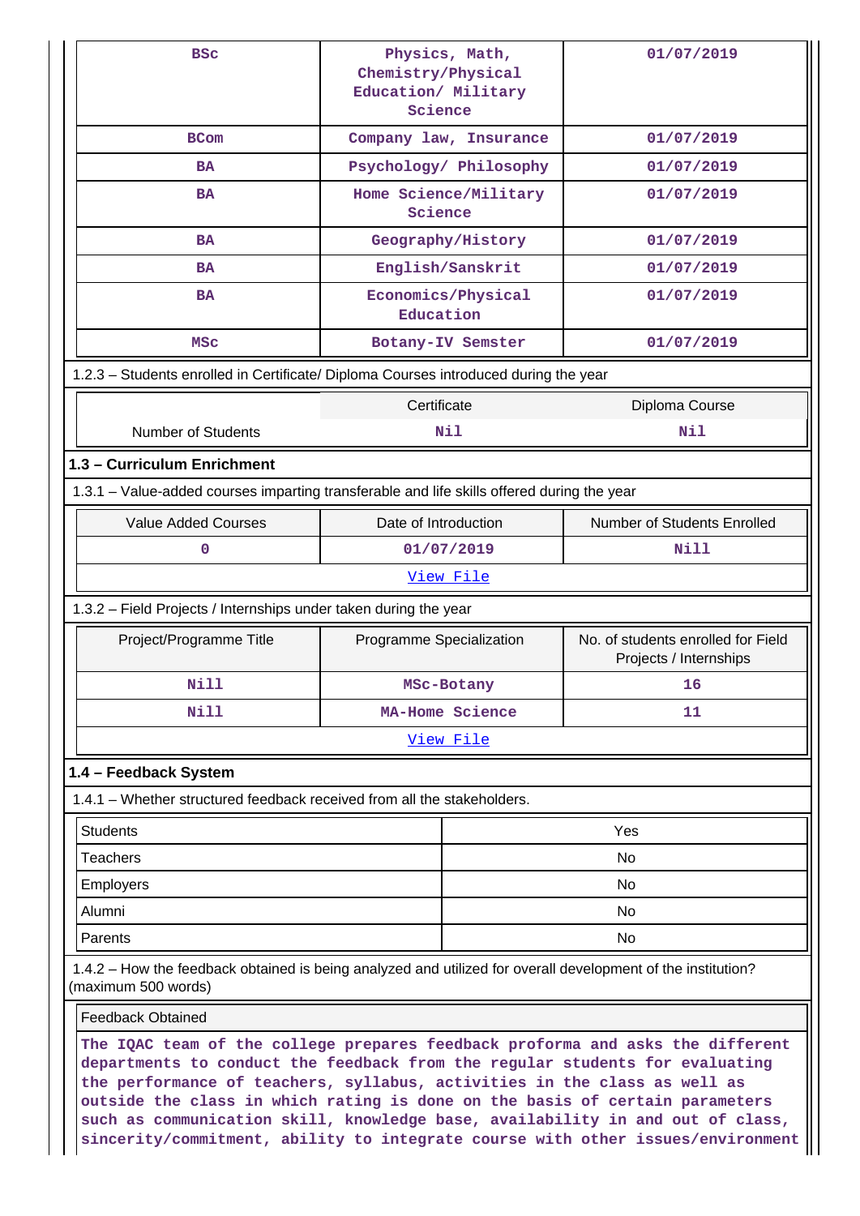| BSc | Physics, Math, Chemistry/Physical Education/ Military Science | 01/07/2019 |
|---|---|---|
| BCom | Company law, Insurance | 01/07/2019 |
| BA | Psychology/ Philosophy | 01/07/2019 |
| BA | Home Science/Military Science | 01/07/2019 |
| BA | Geography/History | 01/07/2019 |
| BA | English/Sanskrit | 01/07/2019 |
| BA | Economics/Physical Education | 01/07/2019 |
| MSc | Botany-IV Semster | 01/07/2019 |

1.2.3 – Students enrolled in Certificate/ Diploma Courses introduced during the year

| | Certificate | Diploma Course |
|---|---|---|
| Number of Students | Nil | Nil |

### 1.3 – Curriculum Enrichment

1.3.1 – Value-added courses imparting transferable and life skills offered during the year

| Value Added Courses | Date of Introduction | Number of Students Enrolled |
|---|---|---|
| 0 | 01/07/2019 | Nill |

View File

1.3.2 – Field Projects / Internships under taken during the year

| Project/Programme Title | Programme Specialization | No. of students enrolled for Field Projects / Internships |
|---|---|---|
| Nill | MSc-Botany | 16 |
| Nill | MA-Home Science | 11 |

View File

### 1.4 – Feedback System

1.4.1 – Whether structured feedback received from all the stakeholders.

| | |
|---|---|
| Students | Yes |
| Teachers | No |
| Employers | No |
| Alumni | No |
| Parents | No |

1.4.2 – How the feedback obtained is being analyzed and utilized for overall development of the institution? (maximum 500 words)

Feedback Obtained

The IQAC team of the college prepares feedback proforma and asks the different departments to conduct the feedback from the regular students for evaluating the performance of teachers, syllabus, activities in the class as well as outside the class in which rating is done on the basis of certain parameters such as communication skill, knowledge base, availability in and out of class, sincerity/commitment, ability to integrate course with other issues/environment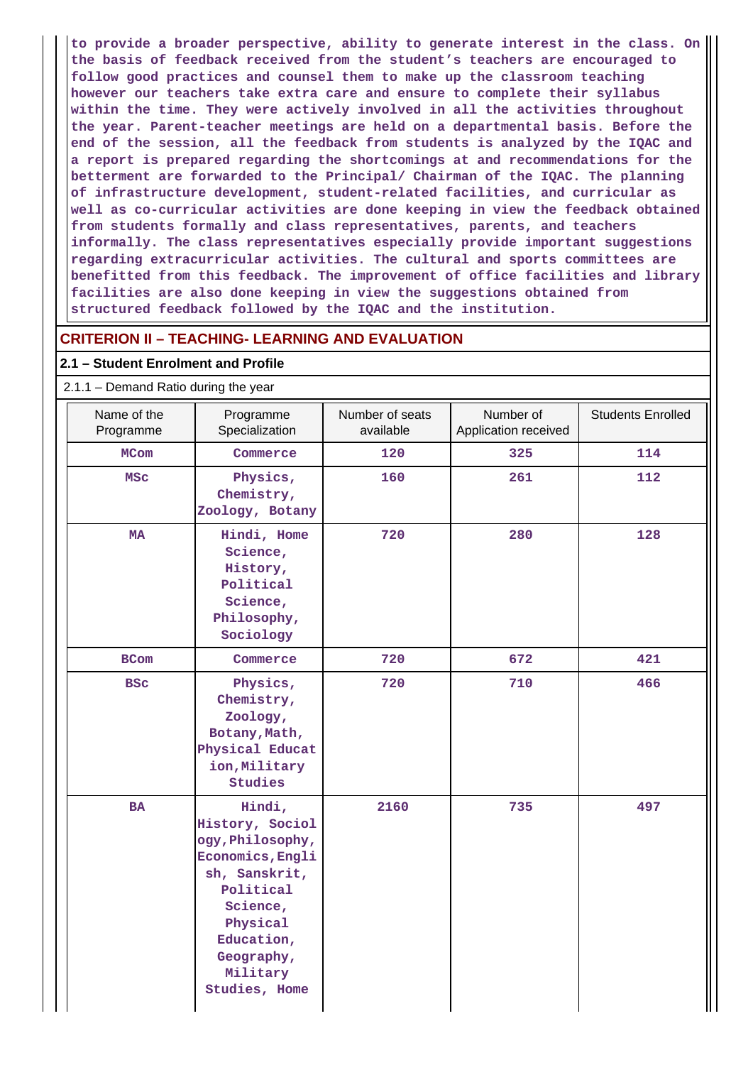to provide a broader perspective, ability to generate interest in the class. On the basis of feedback received from the student's teachers are encouraged to follow good practices and counsel them to make up the classroom teaching however our teachers take extra care and ensure to complete their syllabus within the time. They were actively involved in all the activities throughout the year. Parent-teacher meetings are held on a departmental basis. Before the end of the session, all the feedback from students is analyzed by the IQAC and a report is prepared regarding the shortcomings at and recommendations for the betterment are forwarded to the Principal/ Chairman of the IQAC. The planning of infrastructure development, student-related facilities, and curricular as well as co-curricular activities are done keeping in view the feedback obtained from students formally and class representatives, parents, and teachers informally. The class representatives especially provide important suggestions regarding extracurricular activities. The cultural and sports committees are benefitted from this feedback. The improvement of office facilities and library facilities are also done keeping in view the suggestions obtained from structured feedback followed by the IQAC and the institution.

## CRITERION II – TEACHING- LEARNING AND EVALUATION

### 2.1 – Student Enrolment and Profile

2.1.1 – Demand Ratio during the year

| Name of the Programme | Programme Specialization | Number of seats available | Number of Application received | Students Enrolled |
|---|---|---|---|---|
| MCom | Commerce | 120 | 325 | 114 |
| MSc | Physics, Chemistry, Zoology, Botany | 160 | 261 | 112 |
| MA | Hindi, Home Science, History, Political Science, Philosophy, Sociology | 720 | 280 | 128 |
| BCom | Commerce | 720 | 672 | 421 |
| BSc | Physics, Chemistry, Zoology, Botany,Math, Physical Education,Military Studies | 720 | 710 | 466 |
| BA | Hindi, History, Sociology,Philosophy, Economics,English, Sanskrit, Political Science, Physical Education, Geography, Military Studies, Home | 2160 | 735 | 497 |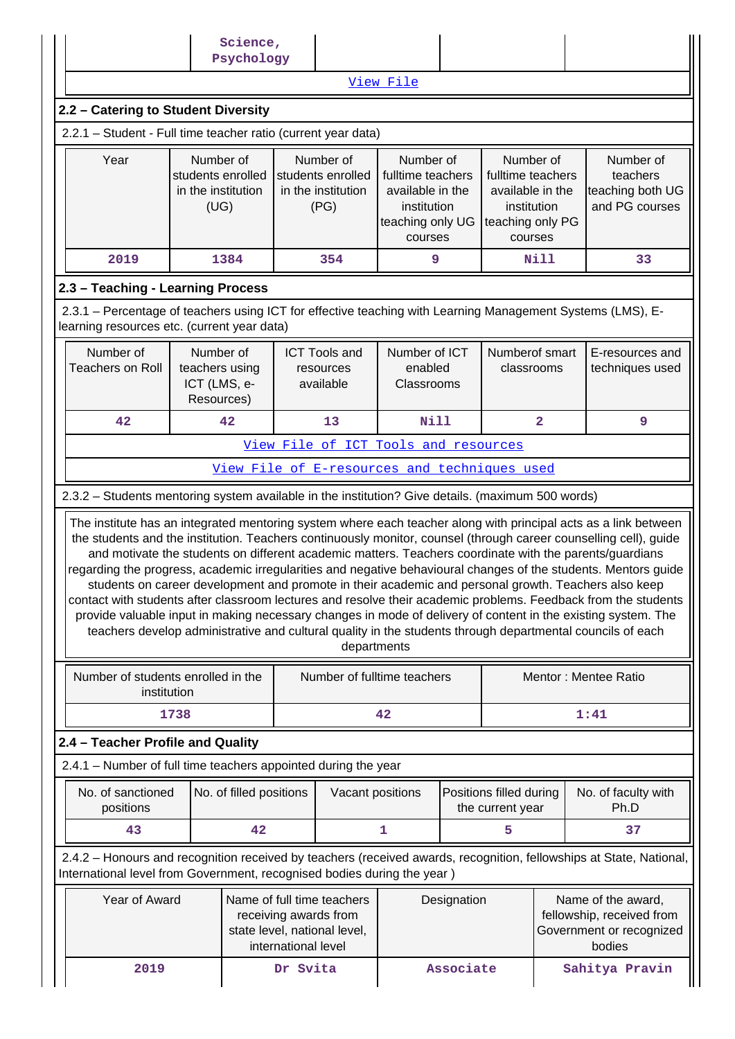| | Science, Psychology | | | |
|---|---|---|---|---|

View File

## 2.2 – Catering to Student Diversity

2.2.1 – Student - Full time teacher ratio (current year data)

| Year | Number of students enrolled in the institution (UG) | Number of students enrolled in the institution (PG) | Number of fulltime teachers available in the institution teaching only UG courses | Number of fulltime teachers available in the institution teaching only PG courses | Number of teachers teaching both UG and PG courses |
|---|---|---|---|---|---|
| 2019 | 1384 | 354 | 9 | Nill | 33 |

## 2.3 – Teaching - Learning Process

2.3.1 – Percentage of teachers using ICT for effective teaching with Learning Management Systems (LMS), E-learning resources etc. (current year data)

| Number of Teachers on Roll | Number of teachers using ICT (LMS, e-Resources) | ICT Tools and resources available | Number of ICT enabled Classrooms | Numberof smart classrooms | E-resources and techniques used |
|---|---|---|---|---|---|
| 42 | 42 | 13 | Nill | 2 | 9 |

View File of ICT Tools and resources

View File of E-resources and techniques used

2.3.2 – Students mentoring system available in the institution? Give details. (maximum 500 words)

The institute has an integrated mentoring system where each teacher along with principal acts as a link between the students and the institution. Teachers continuously monitor, counsel (through career counselling cell), guide and motivate the students on different academic matters. Teachers coordinate with the parents/guardians regarding the progress, academic irregularities and negative behavioural changes of the students. Mentors guide students on career development and promote in their academic and personal growth. Teachers also keep contact with students after classroom lectures and resolve their academic problems. Feedback from the students provide valuable input in making necessary changes in mode of delivery of content in the existing system. The teachers develop administrative and cultural quality in the students through departmental councils of each departments

| Number of students enrolled in the institution | Number of fulltime teachers | Mentor : Mentee Ratio |
|---|---|---|
| 1738 | 42 | 1:41 |

## 2.4 – Teacher Profile and Quality

2.4.1 – Number of full time teachers appointed during the year

| No. of sanctioned positions | No. of filled positions | Vacant positions | Positions filled during the current year | No. of faculty with Ph.D |
|---|---|---|---|---|
| 43 | 42 | 1 | 5 | 37 |

2.4.2 – Honours and recognition received by teachers (received awards, recognition, fellowships at State, National, International level from Government, recognised bodies during the year )

| Year of Award | Name of full time teachers receiving awards from state level, national level, international level | Designation | Name of the award, fellowship, received from Government or recognized bodies |
|---|---|---|---|
| 2019 | Dr Svita | Associate | Sahitya Pravin |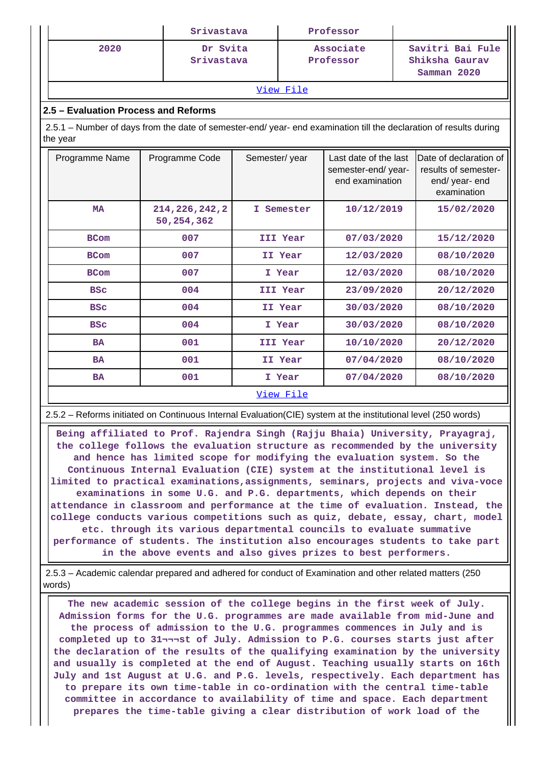|  | Srivastava | Professor |  |
|---|---|---|---|
| 2020 | Dr Svita Srivastava | Associate Professor | Savitri Bai Fule Shiksha Gaurav Samman 2020 |

View File

## 2.5 – Evaluation Process and Reforms

2.5.1 – Number of days from the date of semester-end/ year- end examination till the declaration of results during the year

| Programme Name | Programme Code | Semester/ year | Last date of the last semester-end/ year- end examination | Date of declaration of results of semester- end/ year- end examination |
|---|---|---|---|---|
| MA | 214,226,242,250,254,362 | I Semester | 10/12/2019 | 15/02/2020 |
| BCom | 007 | III Year | 07/03/2020 | 15/12/2020 |
| BCom | 007 | II Year | 12/03/2020 | 08/10/2020 |
| BCom | 007 | I Year | 12/03/2020 | 08/10/2020 |
| BSc | 004 | III Year | 23/09/2020 | 20/12/2020 |
| BSc | 004 | II Year | 30/03/2020 | 08/10/2020 |
| BSc | 004 | I Year | 30/03/2020 | 08/10/2020 |
| BA | 001 | III Year | 10/10/2020 | 20/12/2020 |
| BA | 001 | II Year | 07/04/2020 | 08/10/2020 |
| BA | 001 | I Year | 07/04/2020 | 08/10/2020 |

View File

2.5.2 – Reforms initiated on Continuous Internal Evaluation(CIE) system at the institutional level (250 words)

Being affiliated to Prof. Rajendra Singh (Rajju Bhaia) University, Prayagraj, the college follows the evaluation structure as recommended by the university and hence has limited scope for modifying the evaluation system. So the Continuous Internal Evaluation (CIE) system at the institutional level is limited to practical examinations,assignments, seminars, projects and viva-voce examinations in some U.G. and P.G. departments, which depends on their attendance in classroom and performance at the time of evaluation. Instead, the college conducts various competitions such as quiz, debate, essay, chart, model etc. through its various departmental councils to evaluate summative performance of students. The institution also encourages students to take part in the above events and also gives prizes to best performers.

2.5.3 – Academic calendar prepared and adhered for conduct of Examination and other related matters (250 words)

The new academic session of the college begins in the first week of July. Admission forms for the U.G. programmes are made available from mid-June and the process of admission to the U.G. programmes commences in July and is completed up to 31¬¬¬st of July. Admission to P.G. courses starts just after the declaration of the results of the qualifying examination by the university and usually is completed at the end of August. Teaching usually starts on 16th July and 1st August at U.G. and P.G. levels, respectively. Each department has to prepare its own time-table in co-ordination with the central time-table committee in accordance to availability of time and space. Each department prepares the time-table giving a clear distribution of work load of the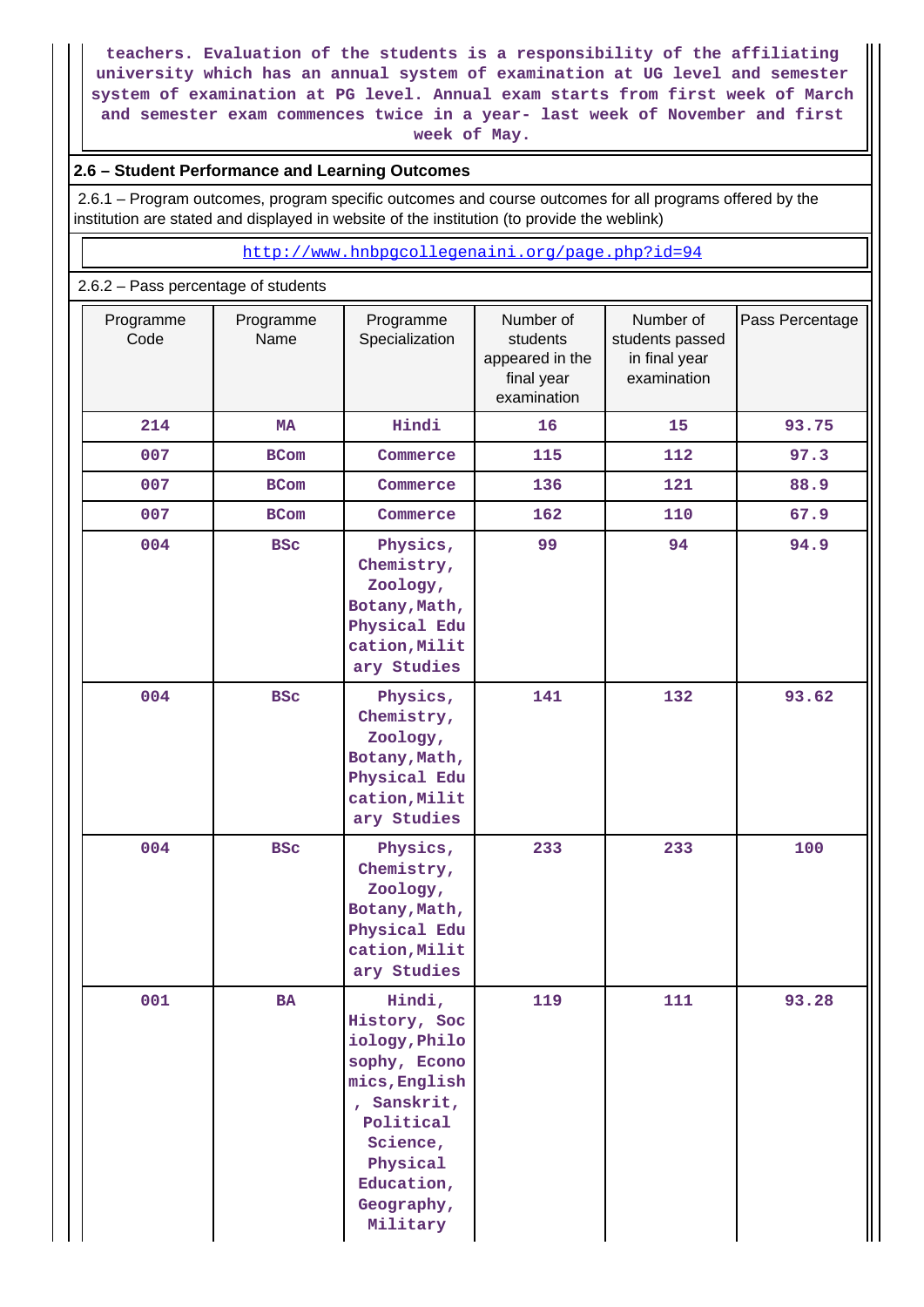teachers. Evaluation of the students is a responsibility of the affiliating university which has an annual system of examination at UG level and semester system of examination at PG level. Annual exam starts from first week of March and semester exam commences twice in a year- last week of November and first week of May.

## 2.6 – Student Performance and Learning Outcomes

2.6.1 – Program outcomes, program specific outcomes and course outcomes for all programs offered by the institution are stated and displayed in website of the institution (to provide the weblink)

http://www.hnbpgcollegenaini.org/page.php?id=94

2.6.2 – Pass percentage of students

| Programme Code | Programme Name | Programme Specialization | Number of students appeared in the final year examination | Number of students passed in final year examination | Pass Percentage |
|---|---|---|---|---|---|
| 214 | MA | Hindi | 16 | 15 | 93.75 |
| 007 | BCom | Commerce | 115 | 112 | 97.3 |
| 007 | BCom | Commerce | 136 | 121 | 88.9 |
| 007 | BCom | Commerce | 162 | 110 | 67.9 |
| 004 | BSc | Physics, Chemistry, Zoology, Botany,Math, Physical Education,Military Studies | 99 | 94 | 94.9 |
| 004 | BSc | Physics, Chemistry, Zoology, Botany,Math, Physical Education,Military Studies | 141 | 132 | 93.62 |
| 004 | BSc | Physics, Chemistry, Zoology, Botany,Math, Physical Education,Military Studies | 233 | 233 | 100 |
| 001 | BA | Hindi, History, Sociology,Philosophy, Economics,English, Sanskrit, Political Science, Physical Education, Geography, Military | 119 | 111 | 93.28 |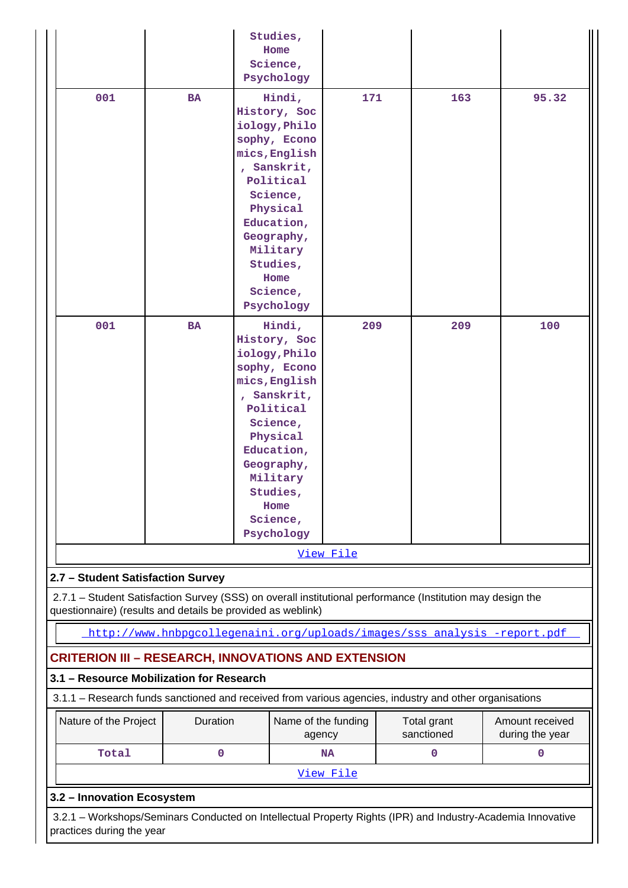| | | Studies, Home Science, Psychology | | | |
|---|---|---|---|---|---|
| 001 | BA | Hindi, History, Sociology,Philosophy, Economics,English, Sanskrit, Political Science, Physical Education, Geography, Military Studies, Home Science, Psychology | 171 | 163 | 95.32 |
| 001 | BA | Hindi, History, Sociology,Philosophy, Economics,English, Sanskrit, Political Science, Physical Education, Geography, Military Studies, Home Science, Psychology | 209 | 209 | 100 |

[View File]

### 2.7 – Student Satisfaction Survey

2.7.1 – Student Satisfaction Survey (SSS) on overall institutional performance (Institution may design the questionnaire) (results and details be provided as weblink)

http://www.hnbpgcollegenaini.org/uploads/images/sss_analysis_-report.pdf

## CRITERION III – RESEARCH, INNOVATIONS AND EXTENSION

### 3.1 – Resource Mobilization for Research

3.1.1 – Research funds sanctioned and received from various agencies, industry and other organisations

| Nature of the Project | Duration | Name of the funding agency | Total grant sanctioned | Amount received during the year |
|---|---|---|---|---|
| Total | 0 | NA | 0 | 0 |

[View File]

### 3.2 – Innovation Ecosystem

3.2.1 – Workshops/Seminars Conducted on Intellectual Property Rights (IPR) and Industry-Academia Innovative practices during the year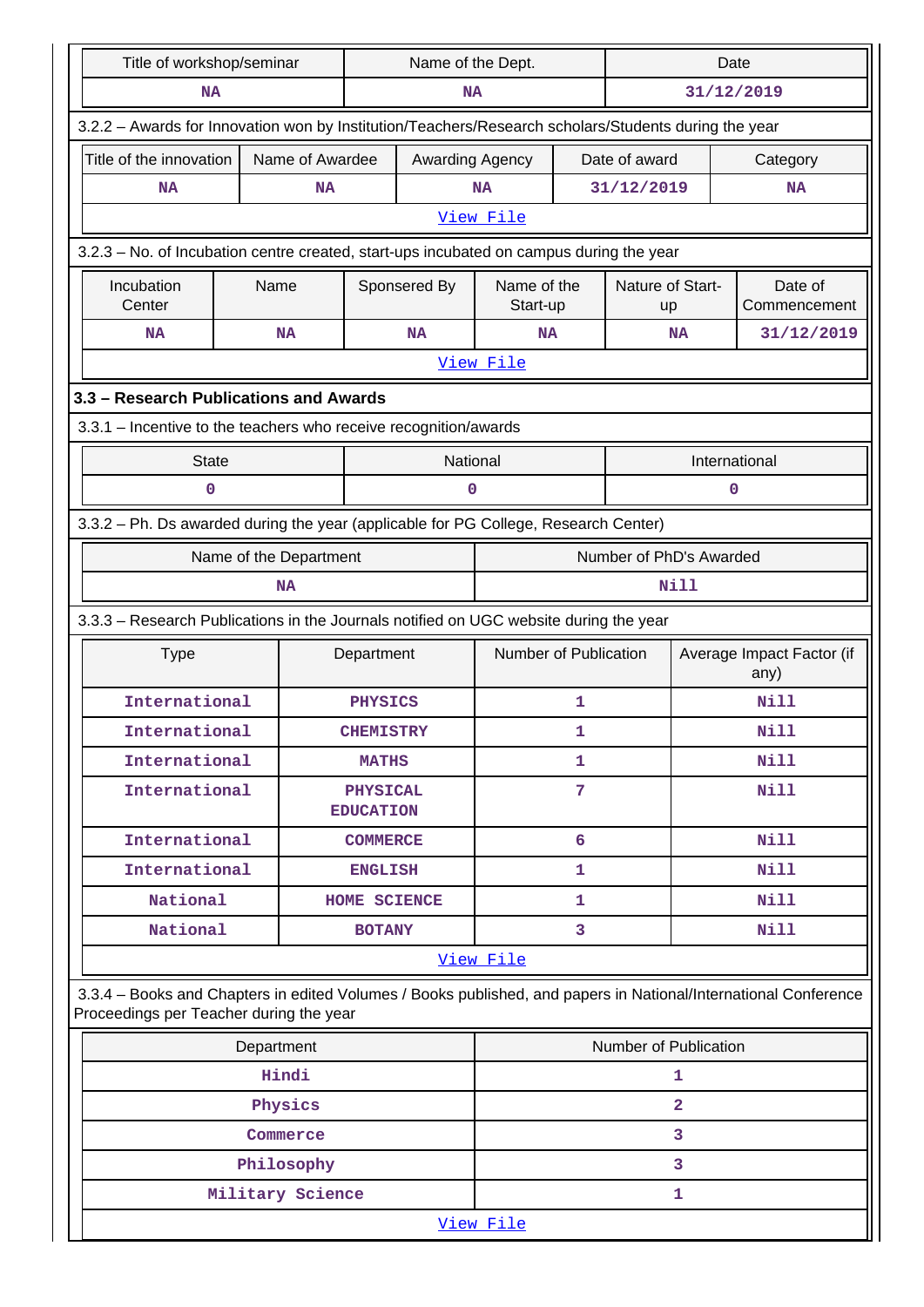| Title of workshop/seminar | Name of the Dept. | Date |
|---|---|---|
| NA | NA | 31/12/2019 |

3.2.2 – Awards for Innovation won by Institution/Teachers/Research scholars/Students during the year

| Title of the innovation | Name of Awardee | Awarding Agency | Date of award | Category |
|---|---|---|---|---|
| NA | NA | NA | 31/12/2019 | NA |

View File

3.2.3 – No. of Incubation centre created, start-ups incubated on campus during the year

| Incubation Center | Name | Sponsered By | Name of the Start-up | Nature of Start-up | Date of Commencement |
|---|---|---|---|---|---|
| NA | NA | NA | NA | NA | 31/12/2019 |

View File

### 3.3 – Research Publications and Awards

3.3.1 – Incentive to the teachers who receive recognition/awards

| State | National | International |
|---|---|---|
| 0 | 0 | 0 |

3.3.2 – Ph. Ds awarded during the year (applicable for PG College, Research Center)

| Name of the Department | Number of PhD's Awarded |
|---|---|
| NA | Nill |

3.3.3 – Research Publications in the Journals notified on UGC website during the year

| Type | Department | Number of Publication | Average Impact Factor (if any) |
|---|---|---|---|
| International | PHYSICS | 1 | Nill |
| International | CHEMISTRY | 1 | Nill |
| International | MATHS | 1 | Nill |
| International | PHYSICAL EDUCATION | 7 | Nill |
| International | COMMERCE | 6 | Nill |
| International | ENGLISH | 1 | Nill |
| National | HOME SCIENCE | 1 | Nill |
| National | BOTANY | 3 | Nill |

View File

3.3.4 – Books and Chapters in edited Volumes / Books published, and papers in National/International Conference Proceedings per Teacher during the year

| Department | Number of Publication |
|---|---|
| Hindi | 1 |
| Physics | 2 |
| Commerce | 3 |
| Philosophy | 3 |
| Military Science | 1 |

View File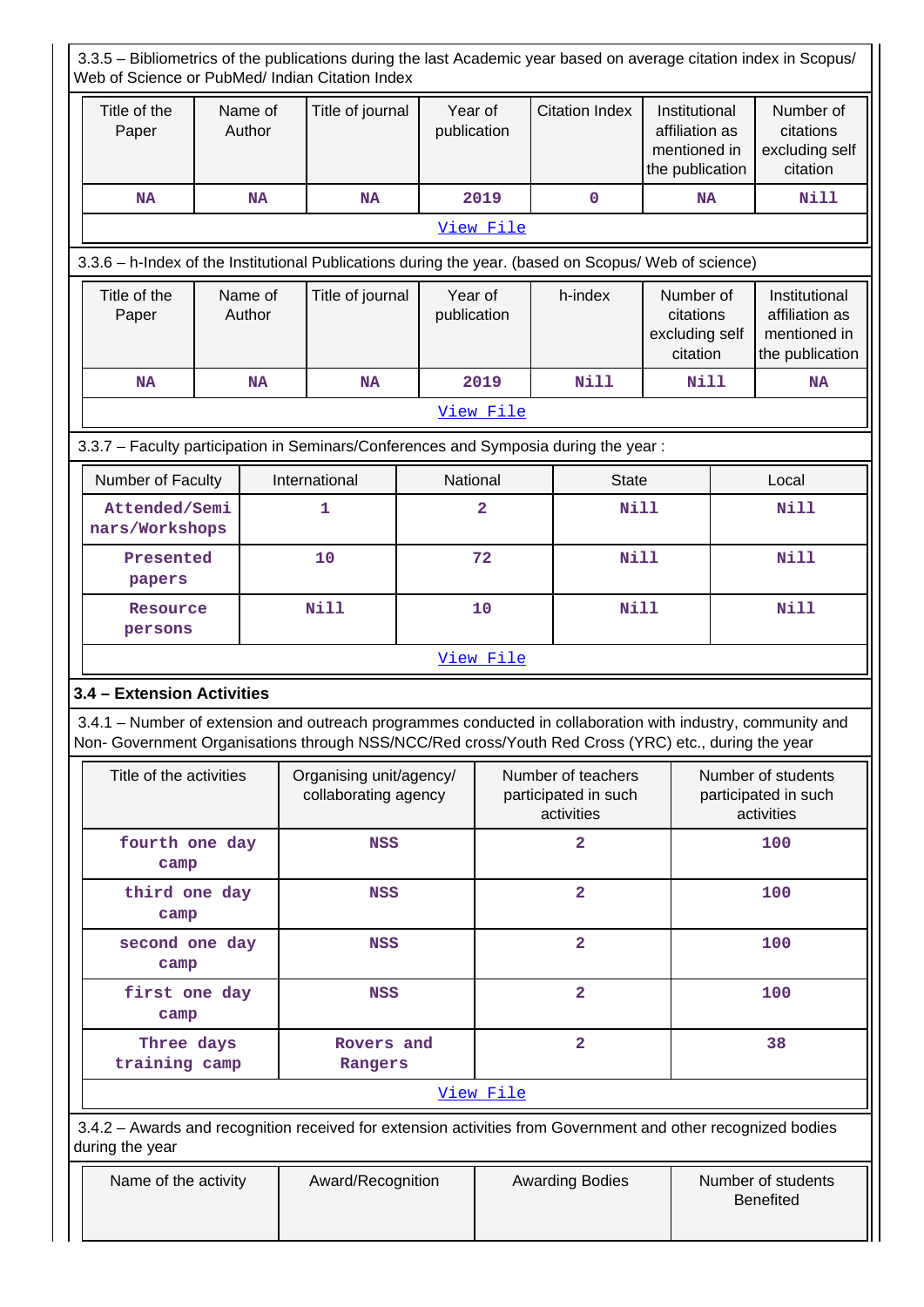3.3.5 – Bibliometrics of the publications during the last Academic year based on average citation index in Scopus/ Web of Science or PubMed/ Indian Citation Index

| Title of the Paper | Name of Author | Title of journal | Year of publication | Citation Index | Institutional affiliation as mentioned in the publication | Number of citations excluding self citation |
|---|---|---|---|---|---|---|
| NA | NA | NA | 2019 | 0 | NA | Nill |

View File

3.3.6 – h-Index of the Institutional Publications during the year. (based on Scopus/ Web of science)

| Title of the Paper | Name of Author | Title of journal | Year of publication | h-index | Number of citations excluding self citation | Institutional affiliation as mentioned in the publication |
|---|---|---|---|---|---|---|
| NA | NA | NA | 2019 | Nill | Nill | NA |

View File

3.3.7 – Faculty participation in Seminars/Conferences and Symposia during the year :

| Number of Faculty | International | National | State | Local |
|---|---|---|---|---|
| Attended/Seminars/Workshops | 1 | 2 | Nill | Nill |
| Presented papers | 10 | 72 | Nill | Nill |
| Resource persons | Nill | 10 | Nill | Nill |

View File

**3.4 – Extension Activities**

3.4.1 – Number of extension and outreach programmes conducted in collaboration with industry, community and Non- Government Organisations through NSS/NCC/Red cross/Youth Red Cross (YRC) etc., during the year

| Title of the activities | Organising unit/agency/ collaborating agency | Number of teachers participated in such activities | Number of students participated in such activities |
|---|---|---|---|
| fourth one day camp | NSS | 2 | 100 |
| third one day camp | NSS | 2 | 100 |
| second one day camp | NSS | 2 | 100 |
| first one day camp | NSS | 2 | 100 |
| Three days training camp | Rovers and Rangers | 2 | 38 |

View File

3.4.2 – Awards and recognition received for extension activities from Government and other recognized bodies during the year

| Name of the activity | Award/Recognition | Awarding Bodies | Number of students Benefited |
|---|---|---|---|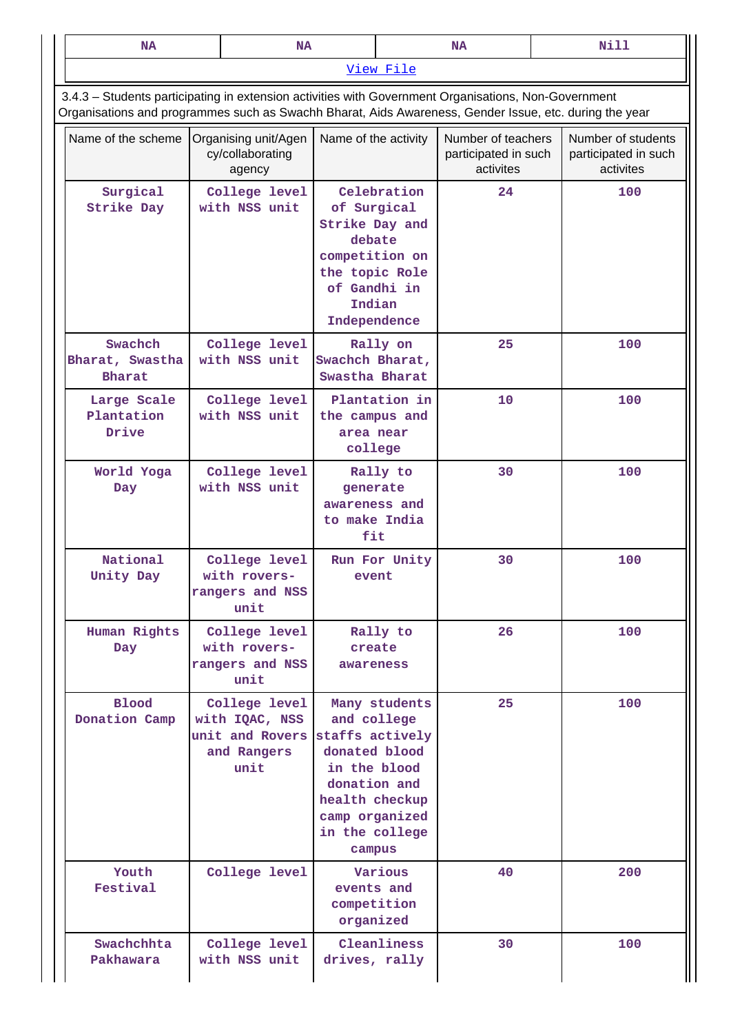| NA | NA | NA | Nill |
|---|---|---|---|

View File

3.4.3 – Students participating in extension activities with Government Organisations, Non-Government Organisations and programmes such as Swachh Bharat, Aids Awareness, Gender Issue, etc. during the year

| Name of the scheme | Organising unit/Agency/collaborating agency | Name of the activity | Number of teachers participated in such activites | Number of students participated in such activites |
|---|---|---|---|---|
| Surgical Strike Day | College level with NSS unit | Celebration of Surgical Strike Day and debate competition on the topic Role of Gandhi in Indian Independence | 24 | 100 |
| Swachch Bharat, Swastha Bharat | College level with NSS unit | Rally on Swachch Bharat, Swastha Bharat | 25 | 100 |
| Large Scale Plantation Drive | College level with NSS unit | Plantation in the campus and area near college | 10 | 100 |
| World Yoga Day | College level with NSS unit | Rally to generate awareness and to make India fit | 30 | 100 |
| National Unity Day | College level with rovers-rangers and NSS unit | Run For Unity event | 30 | 100 |
| Human Rights Day | College level with rovers-rangers and NSS unit | Rally to create awareness | 26 | 100 |
| Blood Donation Camp | College level with IQAC, NSS unit and Rovers and Rangers unit | Many students and college staffs actively donated blood in the blood donation and health checkup camp organized in the college campus | 25 | 100 |
| Youth Festival | College level | Various events and competition organized | 40 | 200 |
| Swachchhta Pakhawara | College level with NSS unit | Cleanliness drives, rally | 30 | 100 |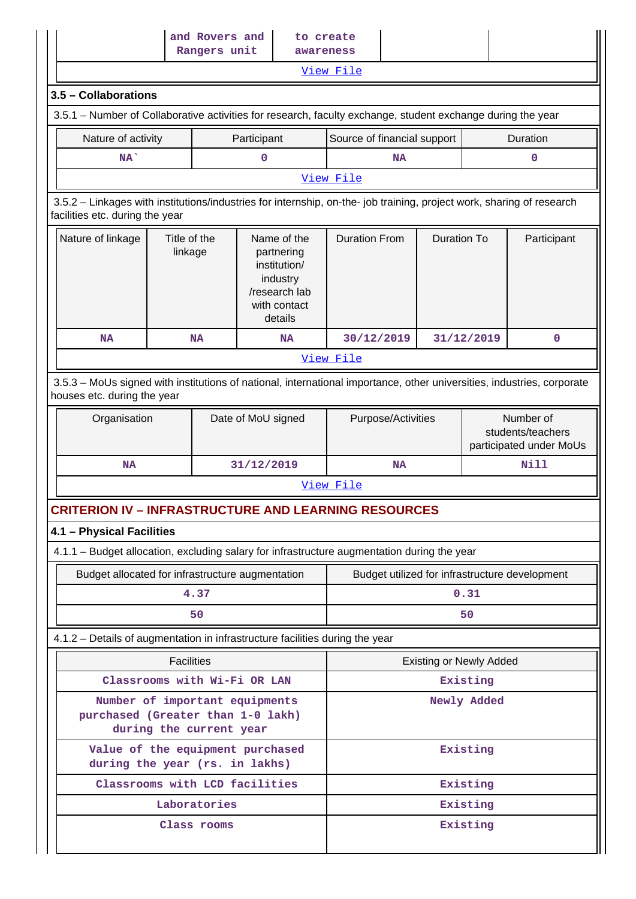| | and Rovers and Rangers unit | to create awareness | | |
|---|---|---|---|---|

View File

### 3.5 – Collaborations

3.5.1 – Number of Collaborative activities for research, faculty exchange, student exchange during the year

| Nature of activity | Participant | Source of financial support | Duration |
|---|---|---|---|
| NA` | 0 | NA | 0 |

View File

3.5.2 – Linkages with institutions/industries for internship, on-the- job training, project work, sharing of research facilities etc. during the year

| Nature of linkage | Title of the linkage | Name of the partnering institution/ industry /research lab with contact details | Duration From | Duration To | Participant |
|---|---|---|---|---|---|
| NA | NA | NA | 30/12/2019 | 31/12/2019 | 0 |

View File

3.5.3 – MoUs signed with institutions of national, international importance, other universities, industries, corporate houses etc. during the year

| Organisation | Date of MoU signed | Purpose/Activities | Number of students/teachers participated under MoUs |
|---|---|---|---|
| NA | 31/12/2019 | NA | Nill |

View File

## CRITERION IV – INFRASTRUCTURE AND LEARNING RESOURCES

### 4.1 – Physical Facilities

4.1.1 – Budget allocation, excluding salary for infrastructure augmentation during the year

| Budget allocated for infrastructure augmentation | Budget utilized for infrastructure development |
|---|---|
| 4.37 | 0.31 |
| 50 | 50 |

4.1.2 – Details of augmentation in infrastructure facilities during the year

| Facilities | Existing or Newly Added |
|---|---|
| Classrooms with Wi-Fi OR LAN | Existing |
| Number of important equipments purchased (Greater than 1-0 lakh) during the current year | Newly Added |
| Value of the equipment purchased during the year (rs. in lakhs) | Existing |
| Classrooms with LCD facilities | Existing |
| Laboratories | Existing |
| Class rooms | Existing |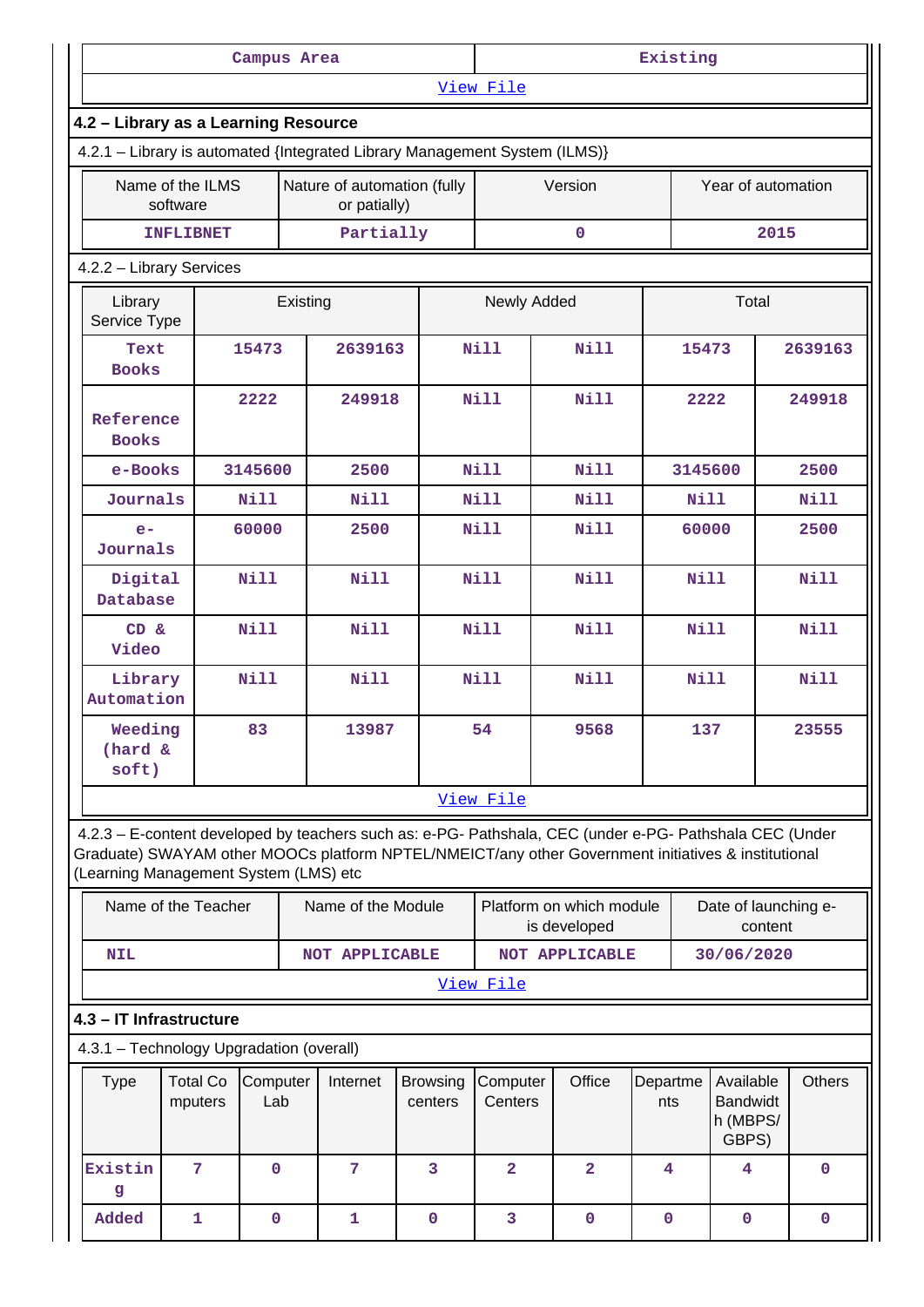| Campus Area | Existing |
|---|---|
| View File | |

### 4.2 – Library as a Learning Resource

4.2.1 – Library is automated {Integrated Library Management System (ILMS)}

| Name of the ILMS software | Nature of automation (fully or patially) | Version | Year of automation |
|---|---|---|---|
| INFLIBNET | Partially | 0 | 2015 |

4.2.2 – Library Services

| Library Service Type | Existing | | Newly Added | | Total | |
|---|---|---|---|---|---|---|
| Text Books | 15473 | 2639163 | Nill | Nill | 15473 | 2639163 |
| Reference Books | 2222 | 249918 | Nill | Nill | 2222 | 249918 |
| e-Books | 3145600 | 2500 | Nill | Nill | 3145600 | 2500 |
| Journals | Nill | Nill | Nill | Nill | Nill | Nill |
| e-Journals | 60000 | 2500 | Nill | Nill | 60000 | 2500 |
| Digital Database | Nill | Nill | Nill | Nill | Nill | Nill |
| CD & Video | Nill | Nill | Nill | Nill | Nill | Nill |
| Library Automation | Nill | Nill | Nill | Nill | Nill | Nill |
| Weeding (hard & soft) | 83 | 13987 | 54 | 9568 | 137 | 23555 |
| View File | | | | | | |

4.2.3 – E-content developed by teachers such as: e-PG- Pathshala, CEC (under e-PG- Pathshala CEC (Under Graduate) SWAYAM other MOOCs platform NPTEL/NMEICT/any other Government initiatives & institutional (Learning Management System (LMS) etc

| Name of the Teacher | Name of the Module | Platform on which module is developed | Date of launching e-content |
|---|---|---|---|
| NIL | NOT APPLICABLE | NOT APPLICABLE | 30/06/2020 |
| View File | | | |

### 4.3 – IT Infrastructure

4.3.1 – Technology Upgradation (overall)

| Type | Total Computers | Computer Lab | Internet | Browsing centers | Computer Centers | Office | Departments | Available Bandwidth (MBPS/ GBPS) | Others |
|---|---|---|---|---|---|---|---|---|---|
| Existing | 7 | 0 | 7 | 3 | 2 | 2 | 4 | 4 | 0 |
| Added | 1 | 0 | 1 | 0 | 3 | 0 | 0 | 0 | 0 |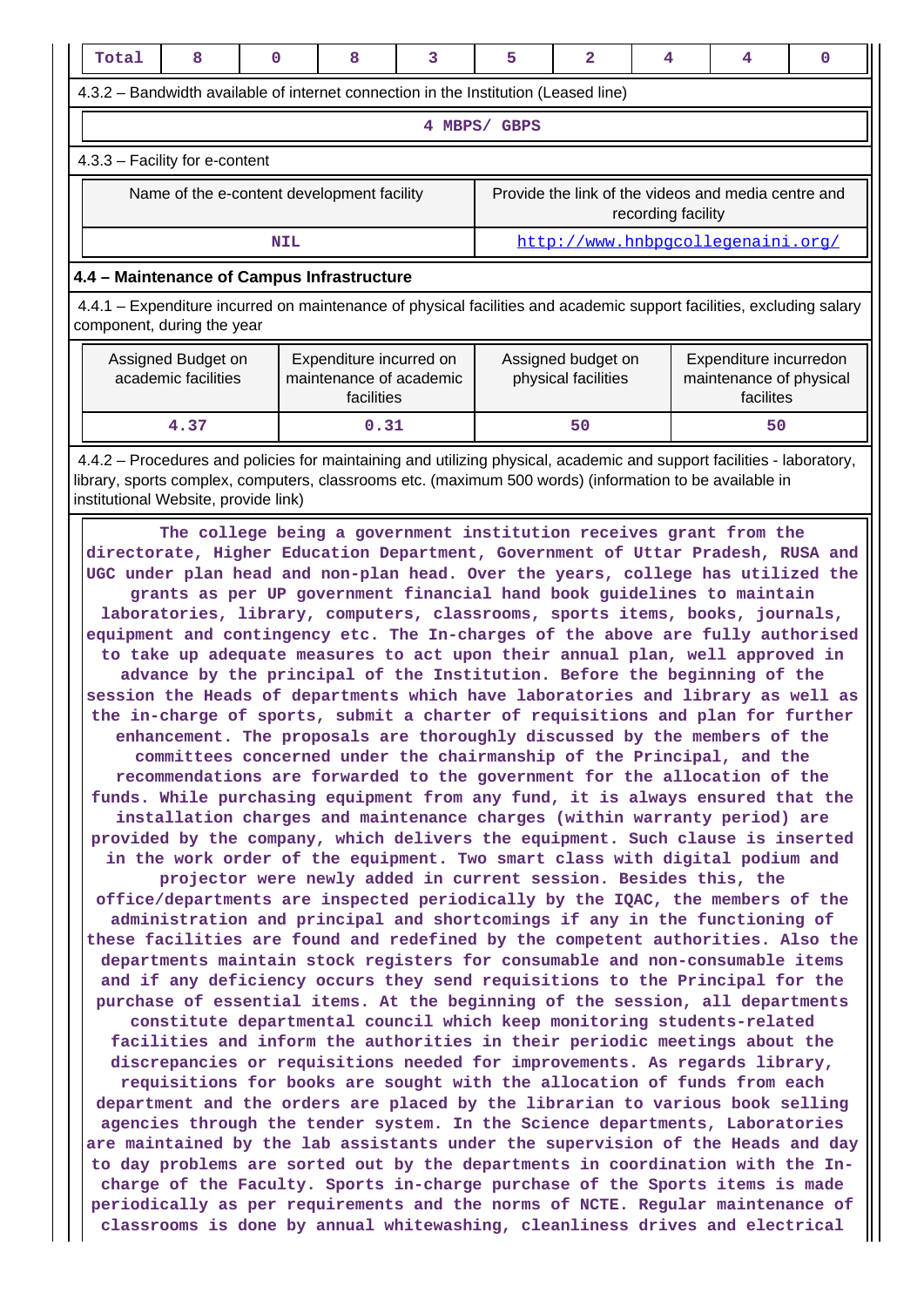| Total | 8 | 0 | 8 | 3 | 5 | 2 | 4 | 4 | 0 |
|---|---|---|---|---|---|---|---|---|---|

4.3.2 – Bandwidth available of internet connection in the Institution (Leased line)

4 MBPS/ GBPS

4.3.3 – Facility for e-content

| Name of the e-content development facility | Provide the link of the videos and media centre and recording facility |
|---|---|
| NIL | http://www.hnbpgcollegenaini.org/ |

**4.4 – Maintenance of Campus Infrastructure**

4.4.1 – Expenditure incurred on maintenance of physical facilities and academic support facilities, excluding salary component, during the year

| Assigned Budget on academic facilities | Expenditure incurred on maintenance of academic facilities | Assigned budget on physical facilities | Expenditure incurredon maintenance of physical facilites |
|---|---|---|---|
| 4.37 | 0.31 | 50 | 50 |

4.4.2 – Procedures and policies for maintaining and utilizing physical, academic and support facilities - laboratory, library, sports complex, computers, classrooms etc. (maximum 500 words) (information to be available in institutional Website, provide link)

The college being a government institution receives grant from the directorate, Higher Education Department, Government of Uttar Pradesh, RUSA and UGC under plan head and non-plan head. Over the years, college has utilized the grants as per UP government financial hand book guidelines to maintain laboratories, library, computers, classrooms, sports items, books, journals, equipment and contingency etc. The In-charges of the above are fully authorised to take up adequate measures to act upon their annual plan, well approved in advance by the principal of the Institution. Before the beginning of the session the Heads of departments which have laboratories and library as well as the in-charge of sports, submit a charter of requisitions and plan for further enhancement. The proposals are thoroughly discussed by the members of the committees concerned under the chairmanship of the Principal, and the recommendations are forwarded to the government for the allocation of the funds. While purchasing equipment from any fund, it is always ensured that the installation charges and maintenance charges (within warranty period) are provided by the company, which delivers the equipment. Such clause is inserted in the work order of the equipment. Two smart class with digital podium and projector were newly added in current session. Besides this, the office/departments are inspected periodically by the IQAC, the members of the administration and principal and shortcomings if any in the functioning of these facilities are found and redefined by the competent authorities. Also the departments maintain stock registers for consumable and non-consumable items and if any deficiency occurs they send requisitions to the Principal for the purchase of essential items. At the beginning of the session, all departments constitute departmental council which keep monitoring students-related facilities and inform the authorities in their periodic meetings about the discrepancies or requisitions needed for improvements. As regards library, requisitions for books are sought with the allocation of funds from each department and the orders are placed by the librarian to various book selling agencies through the tender system. In the Science departments, Laboratories are maintained by the lab assistants under the supervision of the Heads and day to day problems are sorted out by the departments in coordination with the In-charge of the Faculty. Sports in-charge purchase of the Sports items is made periodically as per requirements and the norms of NCTE. Regular maintenance of classrooms is done by annual whitewashing, cleanliness drives and electrical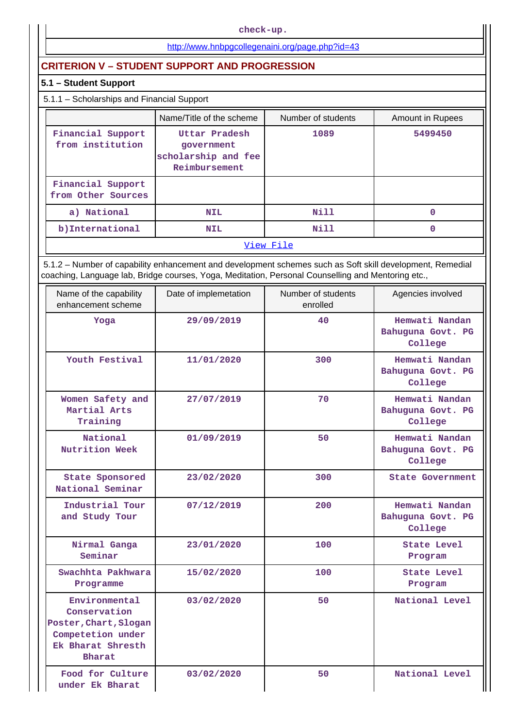check-up.

http://www.hnbpgcollegenaini.org/page.php?id=43

## CRITERION V – STUDENT SUPPORT AND PROGRESSION

### 5.1 – Student Support

5.1.1 – Scholarships and Financial Support

| | Name/Title of the scheme | Number of students | Amount in Rupees |
|---|---|---|---|
| Financial Support from institution | Uttar Pradesh government scholarship and fee Reimbursement | 1089 | 5499450 |
| Financial Support from Other Sources | | | |
| a) National | NIL | Nill | 0 |
| b)International | NIL | Nill | 0 |
| View File | | | |

5.1.2 – Number of capability enhancement and development schemes such as Soft skill development, Remedial coaching, Language lab, Bridge courses, Yoga, Meditation, Personal Counselling and Mentoring etc.,

| Name of the capability enhancement scheme | Date of implemetation | Number of students enrolled | Agencies involved |
|---|---|---|---|
| Yoga | 29/09/2019 | 40 | Hemwati Nandan Bahuguna Govt. PG College |
| Youth Festival | 11/01/2020 | 300 | Hemwati Nandan Bahuguna Govt. PG College |
| Women Safety and Martial Arts Training | 27/07/2019 | 70 | Hemwati Nandan Bahuguna Govt. PG College |
| National Nutrition Week | 01/09/2019 | 50 | Hemwati Nandan Bahuguna Govt. PG College |
| State Sponsored National Seminar | 23/02/2020 | 300 | State Government |
| Industrial Tour and Study Tour | 07/12/2019 | 200 | Hemwati Nandan Bahuguna Govt. PG College |
| Nirmal Ganga Seminar | 23/01/2020 | 100 | State Level Program |
| Swachhta Pakhwara Programme | 15/02/2020 | 100 | State Level Program |
| Environmental Conservation Poster,Chart,Slogan Competetion under Ek Bharat Shresth Bharat | 03/02/2020 | 50 | National Level |
| Food for Culture under Ek Bharat | 03/02/2020 | 50 | National Level |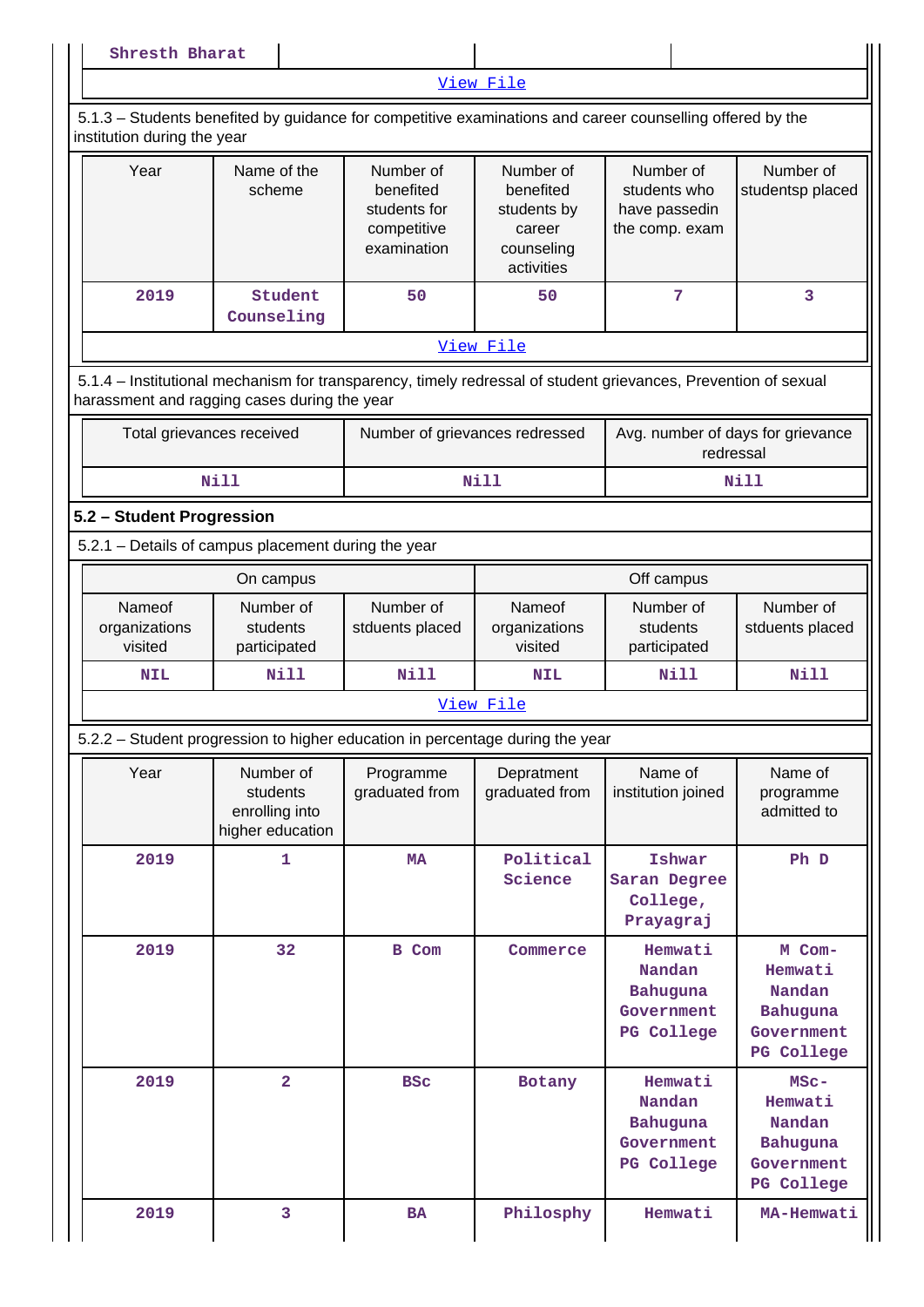| Shresth Bharat | | | |
|---|---|---|---|

[View File](#)

5.1.3 – Students benefited by guidance for competitive examinations and career counselling offered by the institution during the year

| Year | Name of the scheme | Number of benefited students for competitive examination | Number of benefited students by career counseling activities | Number of students who have passedin the comp. exam | Number of studentsp placed |
|---|---|---|---|---|---|
| 2019 | Student Counseling | 50 | 50 | 7 | 3 |

[View File](#)

5.1.4 – Institutional mechanism for transparency, timely redressal of student grievances, Prevention of sexual harassment and ragging cases during the year

| Total grievances received | Number of grievances redressed | Avg. number of days for grievance redressal |
|---|---|---|
| Nill | Nill | Nill |

## 5.2 – Student Progression

5.2.1 – Details of campus placement during the year

| On campus | | | Off campus | | |
|---|---|---|---|---|---|
| Nameof organizations visited | Number of students participated | Number of stduents placed | Nameof organizations visited | Number of students participated | Number of stduents placed |
| NIL | Nill | Nill | NIL | Nill | Nill |

[View File](#)

5.2.2 – Student progression to higher education in percentage during the year

| Year | Number of students enrolling into higher education | Programme graduated from | Depratment graduated from | Name of institution joined | Name of programme admitted to |
|---|---|---|---|---|---|
| 2019 | 1 | MA | Political Science | Ishwar Saran Degree College, Prayagraj | Ph D |
| 2019 | 32 | B Com | Commerce | Hemwati Nandan Bahuguna Government PG College | M Com-Hemwati Nandan Bahuguna Government PG College |
| 2019 | 2 | BSc | Botany | Hemwati Nandan Bahuguna Government PG College | MSc-Hemwati Nandan Bahuguna Government PG College |
| 2019 | 3 | BA | Philosphy | Hemwati | MA-Hemwati |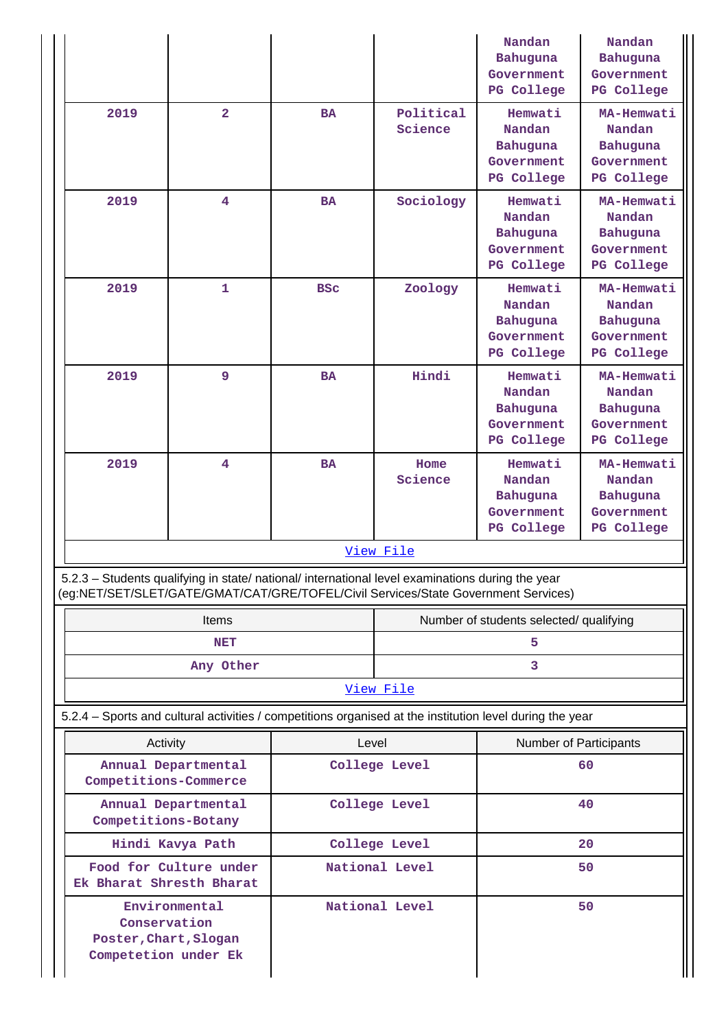| | | | | Nandan Bahuguna Government PG College | Nandan Bahuguna Government PG College |
|---|---|---|---|---|---|
| 2019 | 2 | BA | Political Science | Hemwati Nandan Bahuguna Government PG College | MA-Hemwati Nandan Bahuguna Government PG College |
| 2019 | 4 | BA | Sociology | Hemwati Nandan Bahuguna Government PG College | MA-Hemwati Nandan Bahuguna Government PG College |
| 2019 | 1 | BSc | Zoology | Hemwati Nandan Bahuguna Government PG College | MA-Hemwati Nandan Bahuguna Government PG College |
| 2019 | 9 | BA | Hindi | Hemwati Nandan Bahuguna Government PG College | MA-Hemwati Nandan Bahuguna Government PG College |
| 2019 | 4 | BA | Home Science | Hemwati Nandan Bahuguna Government PG College | MA-Hemwati Nandan Bahuguna Government PG College |

View File

5.2.3 – Students qualifying in state/ national/ international level examinations during the year (eg:NET/SET/SLET/GATE/GMAT/CAT/GRE/TOFEL/Civil Services/State Government Services)

| Items | Number of students selected/ qualifying |
|---|---|
| NET | 5 |
| Any Other | 3 |

View File

5.2.4 – Sports and cultural activities / competitions organised at the institution level during the year

| Activity | Level | Number of Participants |
|---|---|---|
| Annual Departmental Competitions-Commerce | College Level | 60 |
| Annual Departmental Competitions-Botany | College Level | 40 |
| Hindi Kavya Path | College Level | 20 |
| Food for Culture under Ek Bharat Shresth Bharat | National Level | 50 |
| Environmental Conservation Poster,Chart,Slogan Competetion under Ek | National Level | 50 |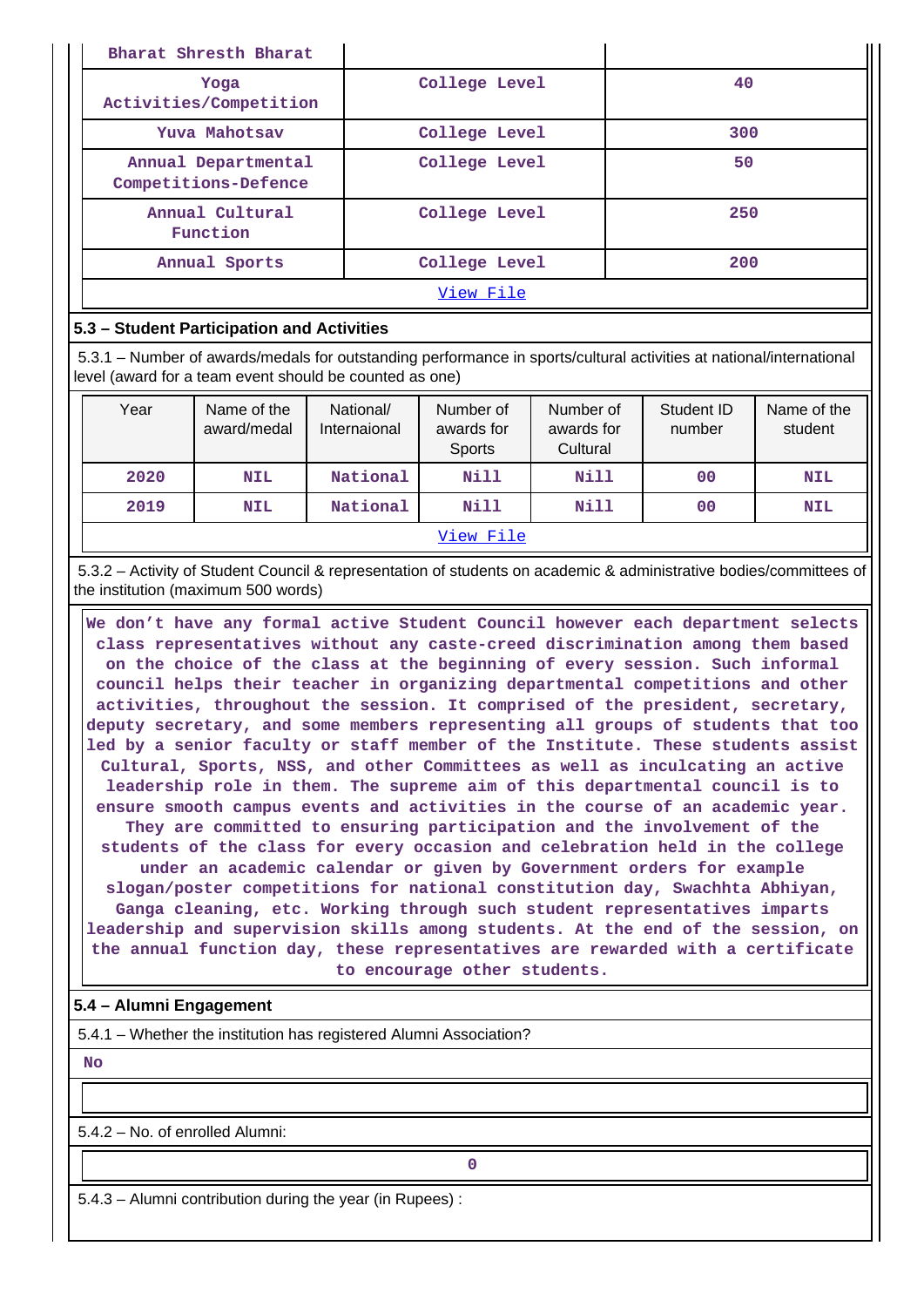| Bharat Shresth Bharat | | |
|---|---|---|
| Yoga Activities/Competition | College Level | 40 |
| Yuva Mahotsav | College Level | 300 |
| Annual Departmental Competitions-Defence | College Level | 50 |
| Annual Cultural Function | College Level | 250 |
| Annual Sports | College Level | 200 |

[View File]

## 5.3 – Student Participation and Activities

5.3.1 – Number of awards/medals for outstanding performance in sports/cultural activities at national/international level (award for a team event should be counted as one)

| Year | Name of the award/medal | National/ Internaional | Number of awards for Sports | Number of awards for Cultural | Student ID number | Name of the student |
|---|---|---|---|---|---|---|
| 2020 | NIL | National | Nill | Nill | 00 | NIL |
| 2019 | NIL | National | Nill | Nill | 00 | NIL |

[View File]

5.3.2 – Activity of Student Council & representation of students on academic & administrative bodies/committees of the institution (maximum 500 words)

We don't have any formal active Student Council however each department selects class representatives without any caste-creed discrimination among them based on the choice of the class at the beginning of every session. Such informal council helps their teacher in organizing departmental competitions and other activities, throughout the session. It comprised of the president, secretary, deputy secretary, and some members representing all groups of students that too led by a senior faculty or staff member of the Institute. These students assist Cultural, Sports, NSS, and other Committees as well as inculcating an active leadership role in them. The supreme aim of this departmental council is to ensure smooth campus events and activities in the course of an academic year. They are committed to ensuring participation and the involvement of the students of the class for every occasion and celebration held in the college under an academic calendar or given by Government orders for example slogan/poster competitions for national constitution day, Swachhta Abhiyan, Ganga cleaning, etc. Working through such student representatives imparts leadership and supervision skills among students. At the end of the session, on the annual function day, these representatives are rewarded with a certificate to encourage other students.

## 5.4 – Alumni Engagement

5.4.1 – Whether the institution has registered Alumni Association?

No

5.4.2 – No. of enrolled Alumni:

0

5.4.3 – Alumni contribution during the year (in Rupees) :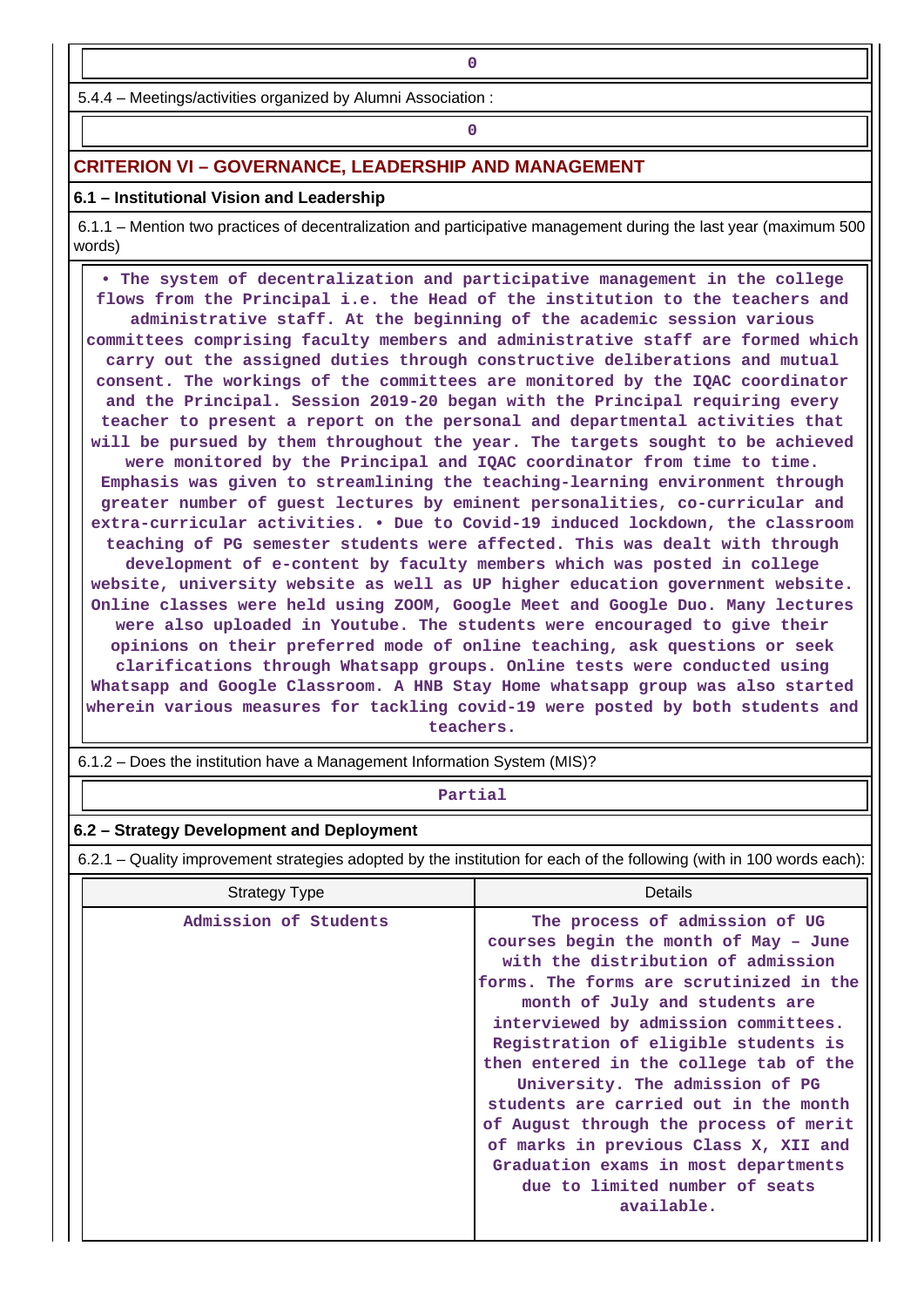0

5.4.4 – Meetings/activities organized by Alumni Association :

0

## CRITERION VI – GOVERNANCE, LEADERSHIP AND MANAGEMENT

### 6.1 – Institutional Vision and Leadership

6.1.1 – Mention two practices of decentralization and participative management during the last year (maximum 500 words)

• The system of decentralization and participative management in the college flows from the Principal i.e. the Head of the institution to the teachers and administrative staff. At the beginning of the academic session various committees comprising faculty members and administrative staff are formed which carry out the assigned duties through constructive deliberations and mutual consent. The workings of the committees are monitored by the IQAC coordinator and the Principal. Session 2019-20 began with the Principal requiring every teacher to present a report on the personal and departmental activities that will be pursued by them throughout the year. The targets sought to be achieved were monitored by the Principal and IQAC coordinator from time to time. Emphasis was given to streamlining the teaching-learning environment through greater number of guest lectures by eminent personalities, co-curricular and extra-curricular activities. • Due to Covid-19 induced lockdown, the classroom teaching of PG semester students were affected. This was dealt with through development of e-content by faculty members which was posted in college website, university website as well as UP higher education government website. Online classes were held using ZOOM, Google Meet and Google Duo. Many lectures were also uploaded in Youtube. The students were encouraged to give their opinions on their preferred mode of online teaching, ask questions or seek clarifications through Whatsapp groups. Online tests were conducted using Whatsapp and Google Classroom. A HNB Stay Home whatsapp group was also started wherein various measures for tackling covid-19 were posted by both students and teachers.

6.1.2 – Does the institution have a Management Information System (MIS)?

Partial

### 6.2 – Strategy Development and Deployment

6.2.1 – Quality improvement strategies adopted by the institution for each of the following (with in 100 words each):

| Strategy Type | Details |
|---|---|
| Admission of Students | The process of admission of UG courses begin the month of May – June with the distribution of admission forms. The forms are scrutinized in the month of July and students are interviewed by admission committees. Registration of eligible students is then entered in the college tab of the University. The admission of PG students are carried out in the month of August through the process of merit of marks in previous Class X, XII and Graduation exams in most departments due to limited number of seats available. |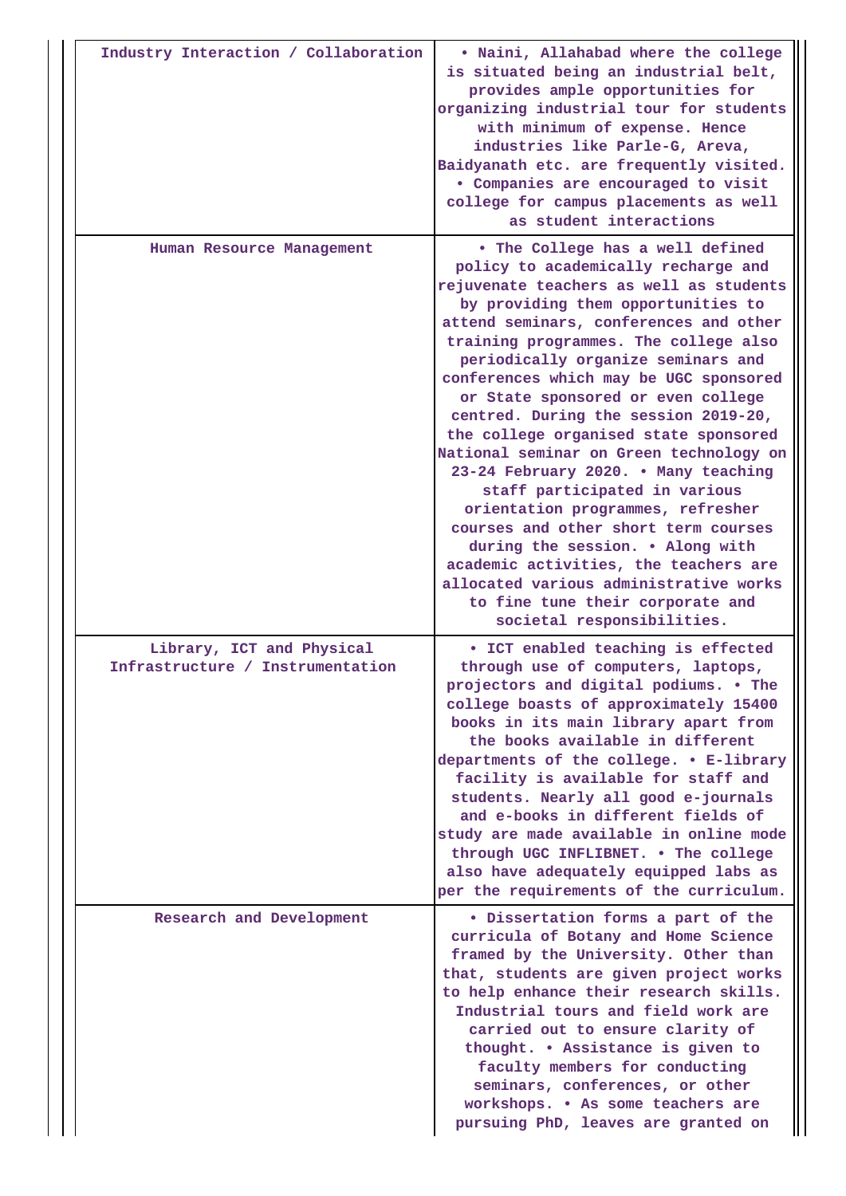| | |
|---|---|
| Industry Interaction / Collaboration | • Naini, Allahabad where the college is situated being an industrial belt, provides ample opportunities for organizing industrial tour for students with minimum of expense. Hence industries like Parle-G, Areva, Baidyanath etc. are frequently visited. • Companies are encouraged to visit college for campus placements as well as student interactions |
| Human Resource Management | • The College has a well defined policy to academically recharge and rejuvenate teachers as well as students by providing them opportunities to attend seminars, conferences and other training programmes. The college also periodically organize seminars and conferences which may be UGC sponsored or State sponsored or even college centred. During the session 2019-20, the college organised state sponsored National seminar on Green technology on 23-24 February 2020. • Many teaching staff participated in various orientation programmes, refresher courses and other short term courses during the session. • Along with academic activities, the teachers are allocated various administrative works to fine tune their corporate and societal responsibilities. |
| Library, ICT and Physical Infrastructure / Instrumentation | • ICT enabled teaching is effected through use of computers, laptops, projectors and digital podiums. • The college boasts of approximately 15400 books in its main library apart from the books available in different departments of the college. • E-library facility is available for staff and students. Nearly all good e-journals and e-books in different fields of study are made available in online mode through UGC INFLIBNET. • The college also have adequately equipped labs as per the requirements of the curriculum. |
| Research and Development | • Dissertation forms a part of the curricula of Botany and Home Science framed by the University. Other than that, students are given project works to help enhance their research skills. Industrial tours and field work are carried out to ensure clarity of thought. • Assistance is given to faculty members for conducting seminars, conferences, or other workshops. • As some teachers are pursuing PhD, leaves are granted on |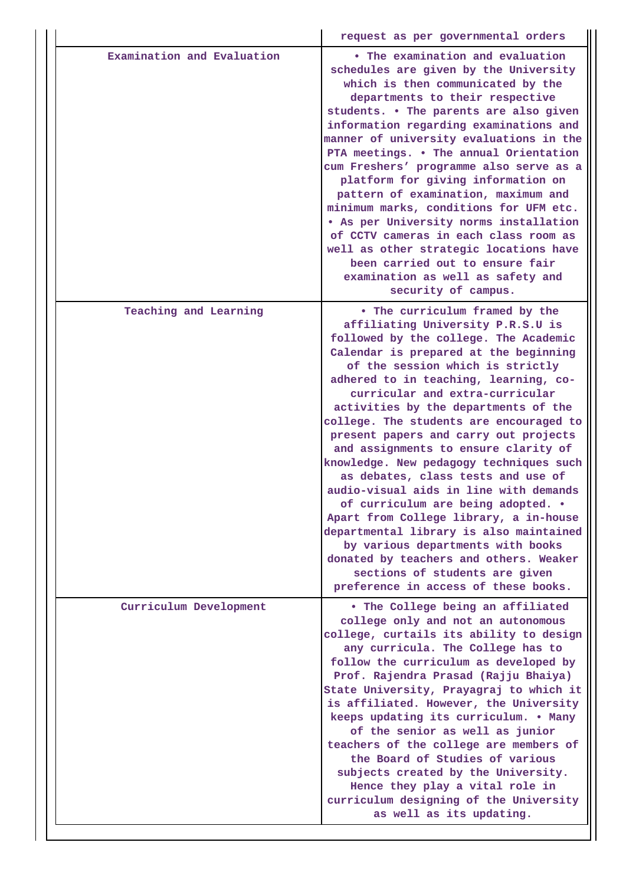| | |
|---|---|
| | request as per governmental orders |
| Examination and Evaluation | • The examination and evaluation schedules are given by the University which is then communicated by the departments to their respective students. • The parents are also given information regarding examinations and manner of university evaluations in the PTA meetings. • The annual Orientation cum Freshers' programme also serve as a platform for giving information on pattern of examination, maximum and minimum marks, conditions for UFM etc. • As per University norms installation of CCTV cameras in each class room as well as other strategic locations have been carried out to ensure fair examination as well as safety and security of campus. |
| Teaching and Learning | • The curriculum framed by the affiliating University P.R.S.U is followed by the college. The Academic Calendar is prepared at the beginning of the session which is strictly adhered to in teaching, learning, co-curricular and extra-curricular activities by the departments of the college. The students are encouraged to present papers and carry out projects and assignments to ensure clarity of knowledge. New pedagogy techniques such as debates, class tests and use of audio-visual aids in line with demands of curriculum are being adopted. • Apart from College library, a in-house departmental library is also maintained by various departments with books donated by teachers and others. Weaker sections of students are given preference in access of these books. |
| Curriculum Development | • The College being an affiliated college only and not an autonomous college, curtails its ability to design any curricula. The College has to follow the curriculum as developed by Prof. Rajendra Prasad (Rajju Bhaiya) State University, Prayagraj to which it is affiliated. However, the University keeps updating its curriculum. • Many of the senior as well as junior teachers of the college are members of the Board of Studies of various subjects created by the University. Hence they play a vital role in curriculum designing of the University as well as its updating. |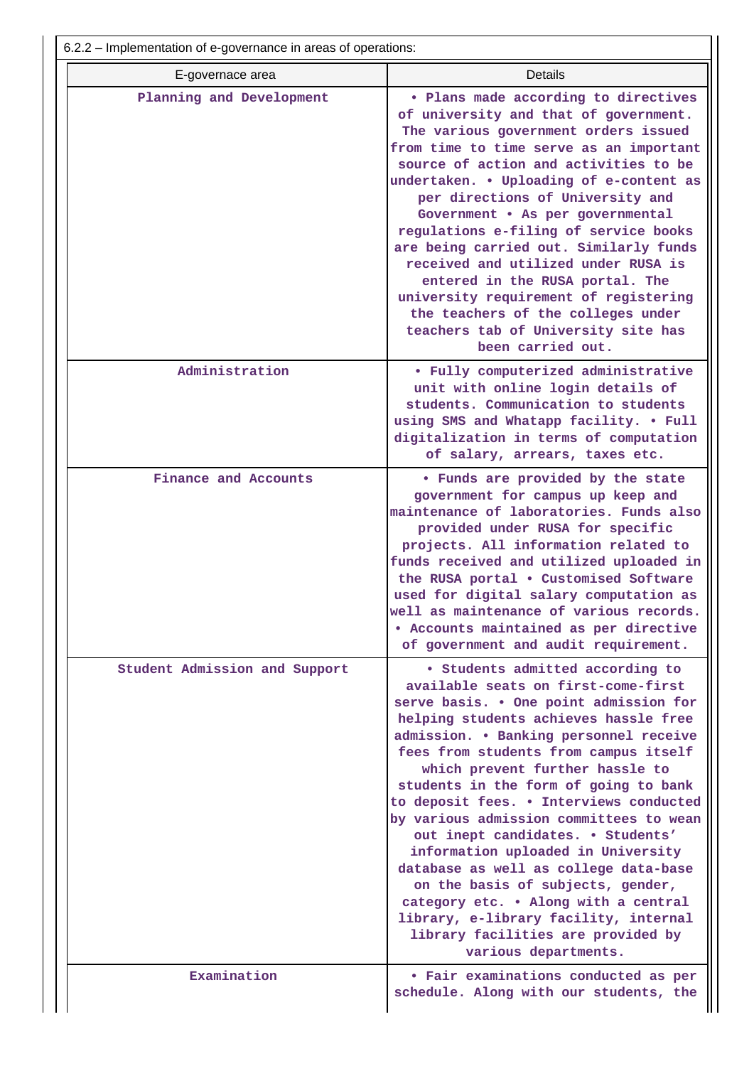6.2.2 – Implementation of e-governance in areas of operations:

| E-governace area | Details |
|---|---|
| Planning and Development | • Plans made according to directives of university and that of government. The various government orders issued from time to time serve as an important source of action and activities to be undertaken. • Uploading of e-content as per directions of University and Government • As per governmental regulations e-filing of service books are being carried out. Similarly funds received and utilized under RUSA is entered in the RUSA portal. The university requirement of registering the teachers of the colleges under teachers tab of University site has been carried out. |
| Administration | • Fully computerized administrative unit with online login details of students. Communication to students using SMS and Whatapp facility. • Full digitalization in terms of computation of salary, arrears, taxes etc. |
| Finance and Accounts | • Funds are provided by the state government for campus up keep and maintenance of laboratories. Funds also provided under RUSA for specific projects. All information related to funds received and utilized uploaded in the RUSA portal • Customised Software used for digital salary computation as well as maintenance of various records. • Accounts maintained as per directive of government and audit requirement. |
| Student Admission and Support | • Students admitted according to available seats on first-come-first serve basis. • One point admission for helping students achieves hassle free admission. • Banking personnel receive fees from students from campus itself which prevent further hassle to students in the form of going to bank to deposit fees. • Interviews conducted by various admission committees to wean out inept candidates. • Students' information uploaded in University database as well as college data-base on the basis of subjects, gender, category etc. • Along with a central library, e-library facility, internal library facilities are provided by various departments. |
| Examination | • Fair examinations conducted as per schedule. Along with our students, the |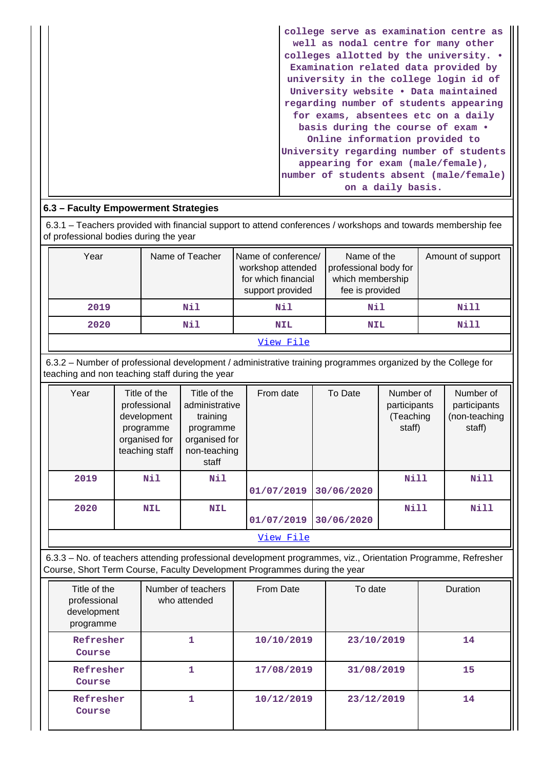| | college serve as examination centre as well as nodal centre for many other colleges allotted by the university. • Examination related data provided by university in the college login id of University website • Data maintained regarding number of students appearing for exams, absentees etc on a daily basis during the course of exam • Online information provided to University regarding number of students appearing for exam (male/female), number of students absent (male/female) on a daily basis. |
|---|---|

## 6.3 – Faculty Empowerment Strategies

6.3.1 – Teachers provided with financial support to attend conferences / workshops and towards membership fee of professional bodies during the year

| Year | Name of Teacher | Name of conference/ workshop attended for which financial support provided | Name of the professional body for which membership fee is provided | Amount of support |
|---|---|---|---|---|
| 2019 | Nil | Nil | Nil | Nill |
| 2020 | Nil | NIL | NIL | Nill |
| View File | | | | |

6.3.2 – Number of professional development / administrative training programmes organized by the College for teaching and non teaching staff during the year

| Year | Title of the professional development programme organised for teaching staff | Title of the administrative training programme organised for non-teaching staff | From date | To Date | Number of participants (Teaching staff) | Number of participants (non-teaching staff) |
|---|---|---|---|---|---|---|
| 2019 | Nil | Nil | 01/07/2019 | 30/06/2020 | Nill | Nill |
| 2020 | NIL | NIL | 01/07/2019 | 30/06/2020 | Nill | Nill |
| View File | | | | | | |

6.3.3 – No. of teachers attending professional development programmes, viz., Orientation Programme, Refresher Course, Short Term Course, Faculty Development Programmes during the year

| Title of the professional development programme | Number of teachers who attended | From Date | To date | Duration |
|---|---|---|---|---|
| Refresher Course | 1 | 10/10/2019 | 23/10/2019 | 14 |
| Refresher Course | 1 | 17/08/2019 | 31/08/2019 | 15 |
| Refresher Course | 1 | 10/12/2019 | 23/12/2019 | 14 |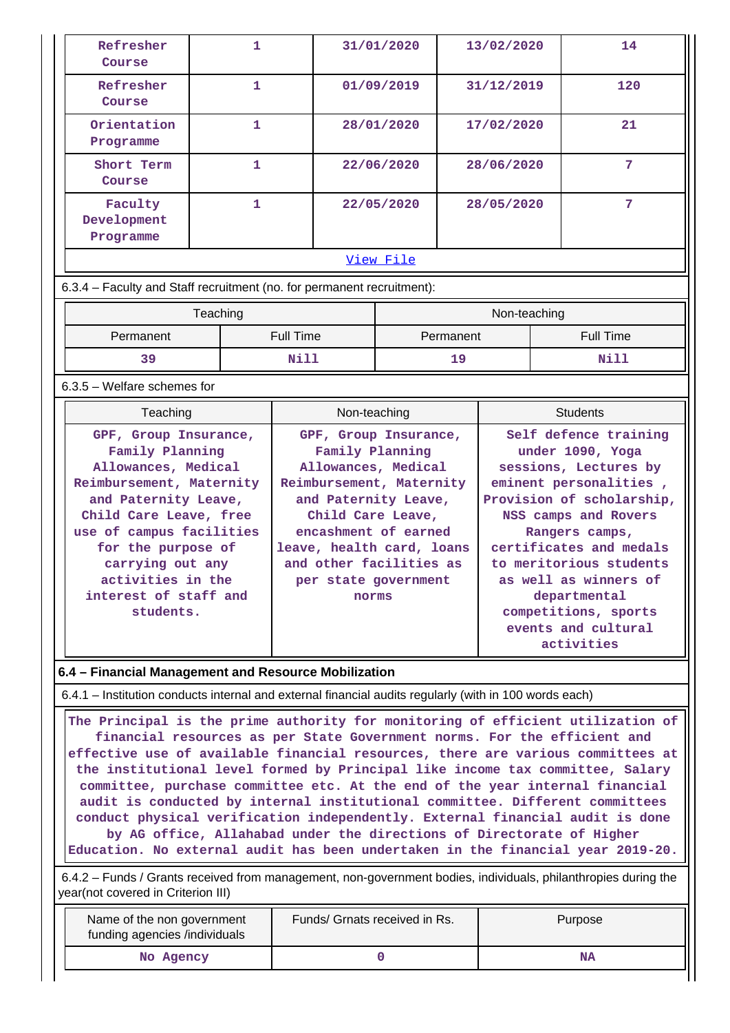| Refresher Course | 1 | 31/01/2020 | 13/02/2020 | 14 |
|---|---|---|---|---|
| Refresher Course | 1 | 01/09/2019 | 31/12/2019 | 120 |
| Orientation Programme | 1 | 28/01/2020 | 17/02/2020 | 21 |
| Short Term Course | 1 | 22/06/2020 | 28/06/2020 | 7 |
| Faculty Development Programme | 1 | 22/05/2020 | 28/05/2020 | 7 |
| View File | | | | |

6.3.4 – Faculty and Staff recruitment (no. for permanent recruitment):

| Teaching | | Non-teaching | |
|---|---|---|---|
| Permanent | Full Time | Permanent | Full Time |
| 39 | Nill | 19 | Nill |

6.3.5 – Welfare schemes for

| Teaching | Non-teaching | Students |
|---|---|---|
| GPF, Group Insurance, Family Planning Allowances, Medical Reimbursement, Maternity and Paternity Leave, Child Care Leave, free use of campus facilities for the purpose of carrying out any activities in the interest of staff and students. | GPF, Group Insurance, Family Planning Allowances, Medical Reimbursement, Maternity and Paternity Leave, Child Care Leave, encashment of earned leave, health card, loans and other facilities as per state government norms | Self defence training under 1090, Yoga sessions, Lectures by eminent personalities , Provision of scholarship, NSS camps and Rovers Rangers camps, certificates and medals to meritorious students as well as winners of departmental competitions, sports events and cultural activities |

**6.4 – Financial Management and Resource Mobilization**

6.4.1 – Institution conducts internal and external financial audits regularly (with in 100 words each)

The Principal is the prime authority for monitoring of efficient utilization of financial resources as per State Government norms. For the efficient and effective use of available financial resources, there are various committees at the institutional level formed by Principal like income tax committee, Salary committee, purchase committee etc. At the end of the year internal financial audit is conducted by internal institutional committee. Different committees conduct physical verification independently. External financial audit is done by AG office, Allahabad under the directions of Directorate of Higher Education. No external audit has been undertaken in the financial year 2019-20.

6.4.2 – Funds / Grants received from management, non-government bodies, individuals, philanthropies during the year(not covered in Criterion III)

| Name of the non government funding agencies /individuals | Funds/ Grnats received in Rs. | Purpose |
|---|---|---|
| No Agency | 0 | NA |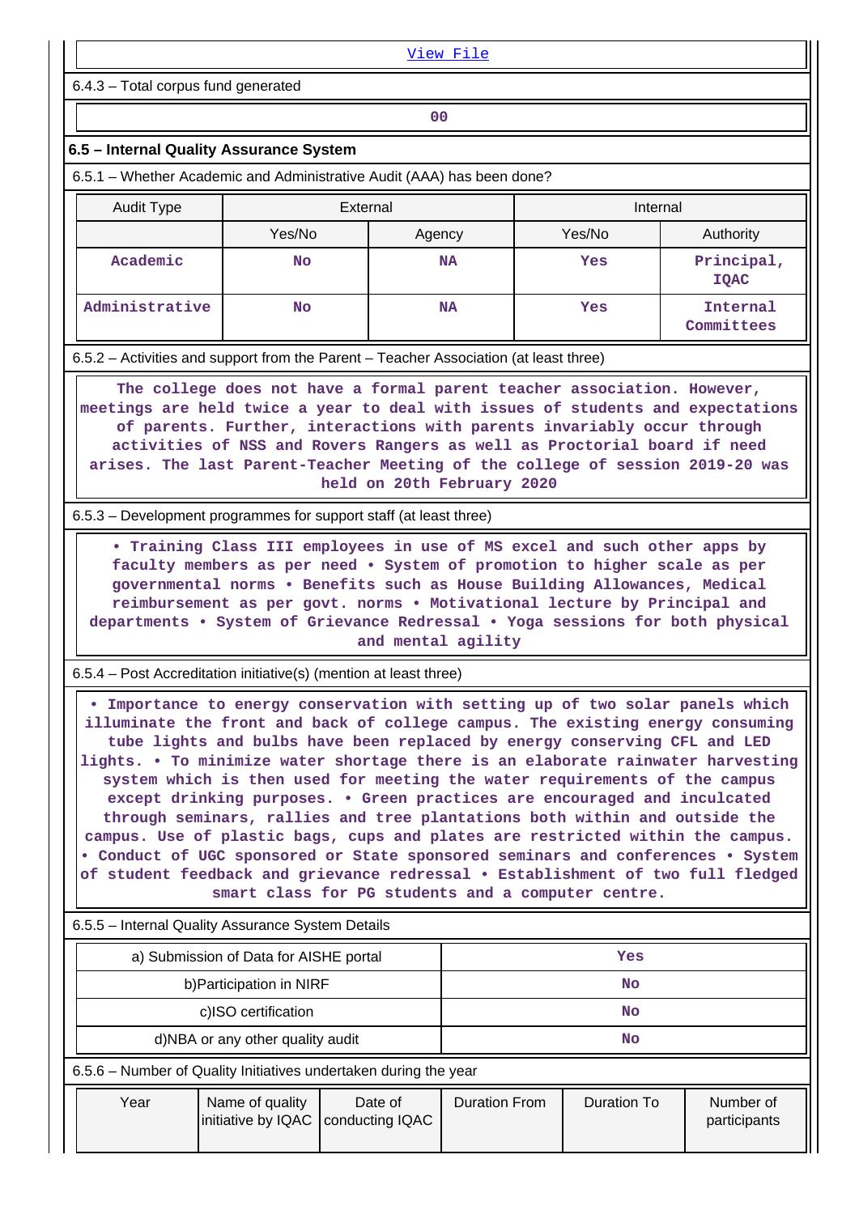View File

6.4.3 – Total corpus fund generated

| 00 |
|---|

## 6.5 – Internal Quality Assurance System

6.5.1 – Whether Academic and Administrative Audit (AAA) has been done?

| Audit Type | External | | Internal | |
|---|---|---|---|---|
| | Yes/No | Agency | Yes/No | Authority |
| Academic | No | NA | Yes | Principal, IQAC |
| Administrative | No | NA | Yes | Internal Committees |

6.5.2 – Activities and support from the Parent – Teacher Association (at least three)

The college does not have a formal parent teacher association. However, meetings are held twice a year to deal with issues of students and expectations of parents. Further, interactions with parents invariably occur through activities of NSS and Rovers Rangers as well as Proctorial board if need arises. The last Parent-Teacher Meeting of the college of session 2019-20 was held on 20th February 2020

6.5.3 – Development programmes for support staff (at least three)

• Training Class III employees in use of MS excel and such other apps by faculty members as per need • System of promotion to higher scale as per governmental norms • Benefits such as House Building Allowances, Medical reimbursement as per govt. norms • Motivational lecture by Principal and departments • System of Grievance Redressal • Yoga sessions for both physical and mental agility

6.5.4 – Post Accreditation initiative(s) (mention at least three)

• Importance to energy conservation with setting up of two solar panels which illuminate the front and back of college campus. The existing energy consuming tube lights and bulbs have been replaced by energy conserving CFL and LED lights. • To minimize water shortage there is an elaborate rainwater harvesting system which is then used for meeting the water requirements of the campus except drinking purposes. • Green practices are encouraged and inculcated through seminars, rallies and tree plantations both within and outside the campus. Use of plastic bags, cups and plates are restricted within the campus. • Conduct of UGC sponsored or State sponsored seminars and conferences • System of student feedback and grievance redressal • Establishment of two full fledged smart class for PG students and a computer centre.

6.5.5 – Internal Quality Assurance System Details

| a) Submission of Data for AISHE portal | Yes |
|---|---|
| b)Participation in NIRF | No |
| c)ISO certification | No |
| d)NBA or any other quality audit | No |

6.5.6 – Number of Quality Initiatives undertaken during the year

| Year | Name of quality initiative by IQAC | Date of conducting IQAC | Duration From | Duration To | Number of participants |
|---|---|---|---|---|---|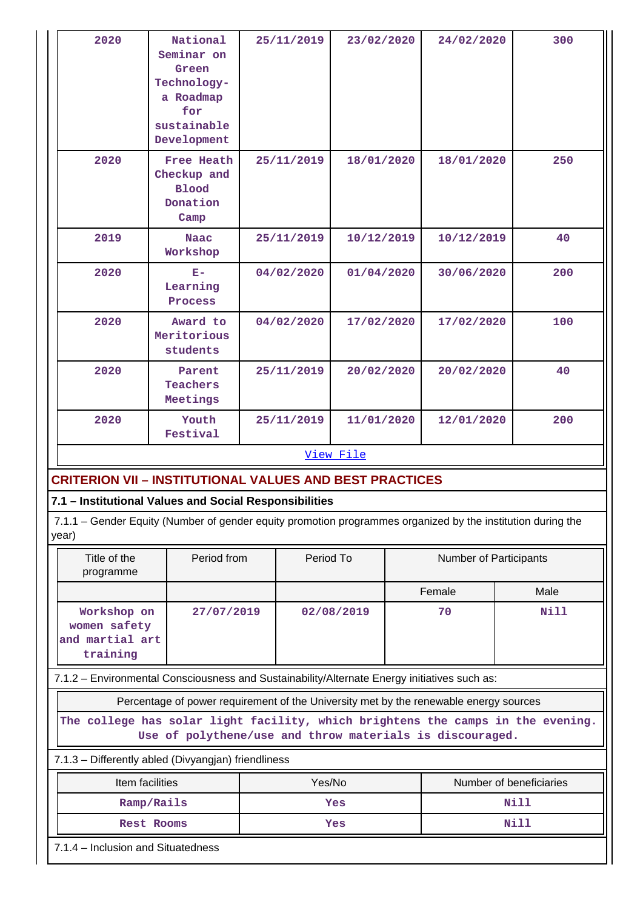| 2020 | National Seminar on Green Technology- a Roadmap for sustainable Development | 25/11/2019 | 23/02/2020 | 24/02/2020 | 300 |
|---|---|---|---|---|---|
| 2020 | Free Heath Checkup and Blood Donation Camp | 25/11/2019 | 18/01/2020 | 18/01/2020 | 250 |
| 2019 | Naac Workshop | 25/11/2019 | 10/12/2019 | 10/12/2019 | 40 |
| 2020 | E- Learning Process | 04/02/2020 | 01/04/2020 | 30/06/2020 | 200 |
| 2020 | Award to Meritorious students | 04/02/2020 | 17/02/2020 | 17/02/2020 | 100 |
| 2020 | Parent Teachers Meetings | 25/11/2019 | 20/02/2020 | 20/02/2020 | 40 |
| 2020 | Youth Festival | 25/11/2019 | 11/01/2020 | 12/01/2020 | 200 |

View File

## CRITERION VII – INSTITUTIONAL VALUES AND BEST PRACTICES

### 7.1 – Institutional Values and Social Responsibilities

7.1.1 – Gender Equity (Number of gender equity promotion programmes organized by the institution during the year)

| Title of the programme | Period from | Period To | Number of Participants | |
|---|---|---|---|---|
| | | | Female | Male |
| Workshop on women safety and martial art training | 27/07/2019 | 02/08/2019 | 70 | Nill |

7.1.2 – Environmental Consciousness and Sustainability/Alternate Energy initiatives such as:

| Percentage of power requirement of the University met by the renewable energy sources |
|---|
| The college has solar light facility, which brightens the camps in the evening. Use of polythene/use and throw materials is discouraged. |

7.1.3 – Differently abled (Divyangjan) friendliness

| Item facilities | Yes/No | Number of beneficiaries |
|---|---|---|
| Ramp/Rails | Yes | Nill |
| Rest Rooms | Yes | Nill |

7.1.4 – Inclusion and Situatedness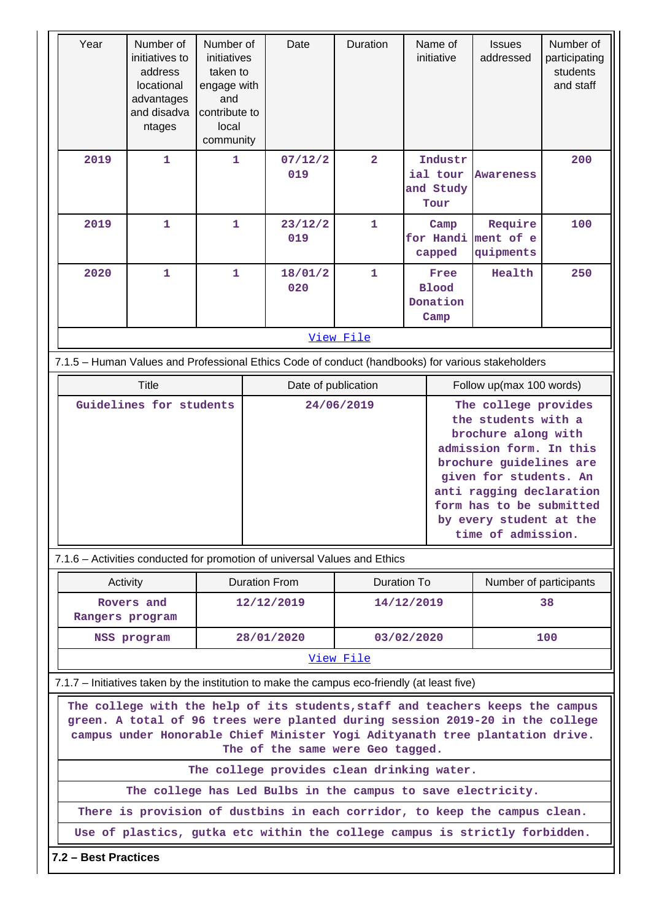| Year | Number of initiatives to address locational advantages and disadvantages | Number of initiatives taken to engage with and contribute to local community | Date | Duration | Name of initiative | Issues addressed | Number of participating students and staff |
|---|---|---|---|---|---|---|---|
| 2019 | 1 | 1 | 07/12/2019 | 2 | Industrial tour and Study Tour | Awareness | 200 |
| 2019 | 1 | 1 | 23/12/2019 | 1 | Camp for Handicapped | Requirement of equipments | 100 |
| 2020 | 1 | 1 | 18/01/2020 | 1 | Free Blood Donation Camp | Health | 250 |
| View File | | | | | | | |

7.1.5 – Human Values and Professional Ethics Code of conduct (handbooks) for various stakeholders

| Title | Date of publication | Follow up(max 100 words) |
|---|---|---|
| Guidelines for students | 24/06/2019 | The college provides the students with a brochure along with admission form. In this brochure guidelines are given for students. An anti ragging declaration form has to be submitted by every student at the time of admission. |

7.1.6 – Activities conducted for promotion of universal Values and Ethics

| Activity | Duration From | Duration To | Number of participants |
|---|---|---|---|
| Rovers and Rangers program | 12/12/2019 | 14/12/2019 | 38 |
| NSS program | 28/01/2020 | 03/02/2020 | 100 |
| View File | | | |

7.1.7 – Initiatives taken by the institution to make the campus eco-friendly (at least five)

| |
|---|
| The college with the help of its students,staff and teachers keeps the campus green. A total of 96 trees were planted during session 2019-20 in the college campus under Honorable Chief Minister Yogi Adityanath tree plantation drive. The of the same were Geo tagged. |
| The college provides clean drinking water. |
| The college has Led Bulbs in the campus to save electricity. |
| There is provision of dustbins in each corridor, to keep the campus clean. |
| Use of plastics, gutka etc within the college campus is strictly forbidden. |

**7.2 – Best Practices**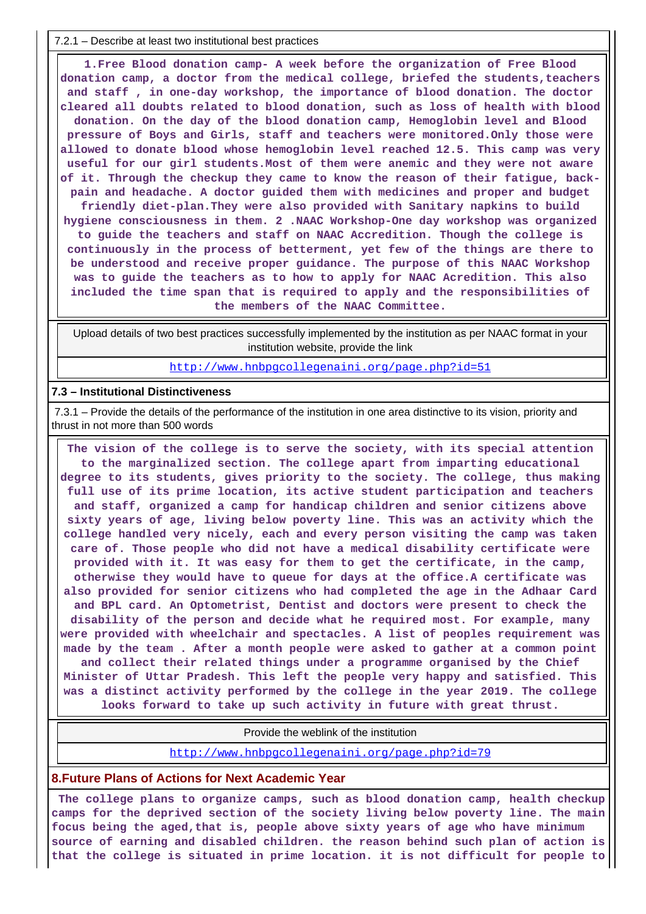7.2.1 – Describe at least two institutional best practices

**1.Free Blood donation camp- A week before the organization of Free Blood donation camp, a doctor from the medical college, briefed the students,teachers and staff , in one-day workshop, the importance of blood donation. The doctor cleared all doubts related to blood donation, such as loss of health with blood donation. On the day of the blood donation camp, Hemoglobin level and Blood pressure of Boys and Girls, staff and teachers were monitored.Only those were allowed to donate blood whose hemoglobin level reached 12.5. This camp was very useful for our girl students.Most of them were anemic and they were not aware of it. Through the checkup they came to know the reason of their fatigue, back-pain and headache. A doctor guided them with medicines and proper and budget friendly diet-plan.They were also provided with Sanitary napkins to build hygiene consciousness in them. 2 .NAAC Workshop-One day workshop was organized to guide the teachers and staff on NAAC Accreditation. Though the college is continuously in the process of betterment, yet few of the things are there to be understood and receive proper guidance. The purpose of this NAAC Workshop was to guide the teachers as to how to apply for NAAC Acredition. This also included the time span that is required to apply and the responsibilities of the members of the NAAC Committee.**

Upload details of two best practices successfully implemented by the institution as per NAAC format in your institution website, provide the link

http://www.hnbpgcollegenaini.org/page.php?id=51

**7.3 – Institutional Distinctiveness**

7.3.1 – Provide the details of the performance of the institution in one area distinctive to its vision, priority and thrust in not more than 500 words

**The vision of the college is to serve the society, with its special attention to the marginalized section. The college apart from imparting educational degree to its students, gives priority to the society. The college, thus making full use of its prime location, its active student participation and teachers and staff, organized a camp for handicap children and senior citizens above sixty years of age, living below poverty line. This was an activity which the college handled very nicely, each and every person visiting the camp was taken care of. Those people who did not have a medical disability certificate were provided with it. It was easy for them to get the certificate, in the camp, otherwise they would have to queue for days at the office.A certificate was also provided for senior citizens who had completed the age in the Adhaar Card and BPL card. An Optometrist, Dentist and doctors were present to check the disability of the person and decide what he required most. For example, many were provided with wheelchair and spectacles. A list of peoples requirement was made by the team . After a month people were asked to gather at a common point and collect their related things under a programme organised by the Chief Minister of Uttar Pradesh. This left the people very happy and satisfied. This was a distinct activity performed by the college in the year 2019. The college looks forward to take up such activity in future with great thrust.**

Provide the weblink of the institution

http://www.hnbpgcollegenaini.org/page.php?id=79

**8.Future Plans of Actions for Next Academic Year**

**The college plans to organize camps, such as blood donation camp, health checkup camps for the deprived section of the society living below poverty line. The main focus being the aged,that is, people above sixty years of age who have minimum source of earning and disabled children. the reason behind such plan of action is that the college is situated in prime location. it is not difficult for people to**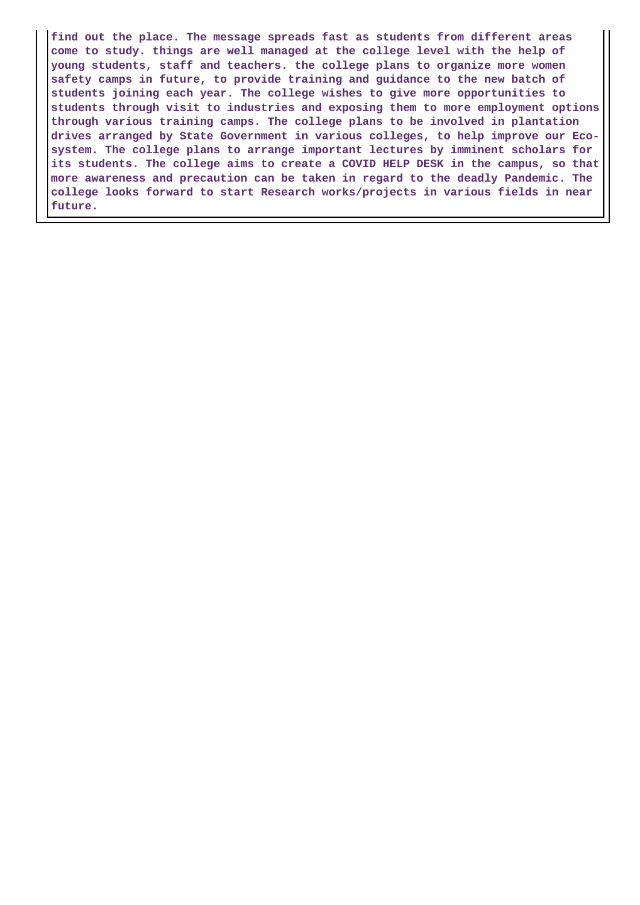**find out the place. The message spreads fast as students from different areas come to study. things are well managed at the college level with the help of young students, staff and teachers. the college plans to organize more women safety camps in future, to provide training and guidance to the new batch of students joining each year. The college wishes to give more opportunities to students through visit to industries and exposing them to more employment options through various training camps. The college plans to be involved in plantation drives arranged by State Government in various colleges, to help improve our Eco-system. The college plans to arrange important lectures by imminent scholars for its students. The college aims to create a COVID HELP DESK in the campus, so that more awareness and precaution can be taken in regard to the deadly Pandemic. The college looks forward to start Research works/projects in various fields in near future.**